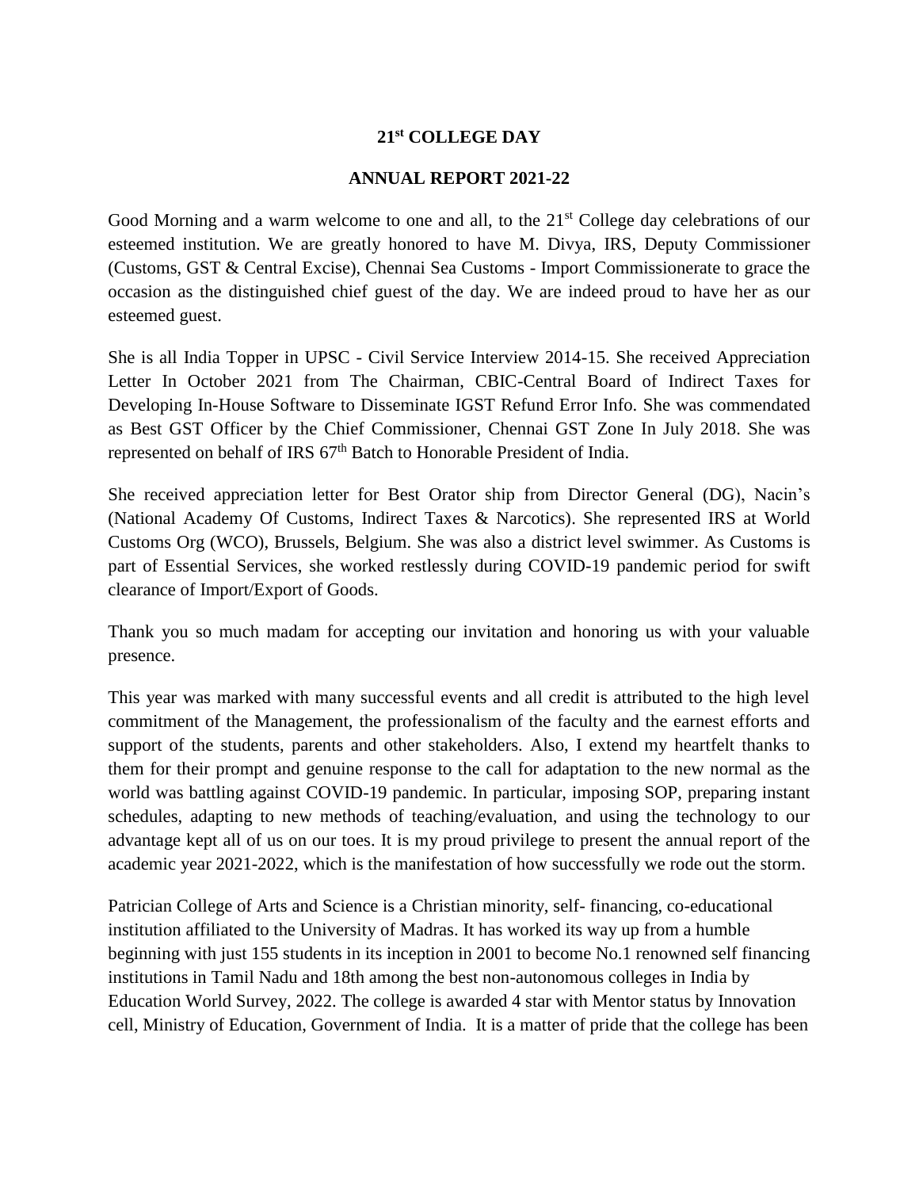# 21st COLLEGE DAY

## ANNUAL REPORT 2021-22

Good Morning and a warm welcome to one and all, to the 21st College day celebrations of our esteemed institution. We are greatly honored to have M. Divya, IRS, Deputy Commissioner (Customs, GST & Central Excise), Chennai Sea Customs - Import Commissionerate to grace the occasion as the distinguished chief guest of the day. We are indeed proud to have her as our esteemed guest.

She is all India Topper in UPSC - Civil Service Interview 2014-15. She received Appreciation Letter In October 2021 from The Chairman, CBIC-Central Board of Indirect Taxes for Developing In-House Software to Disseminate IGST Refund Error Info. She was commendated as Best GST Officer by the Chief Commissioner, Chennai GST Zone In July 2018. She was represented on behalf of IRS 67th Batch to Honorable President of India.

She received appreciation letter for Best Orator ship from Director General (DG), Nacin's (National Academy Of Customs, Indirect Taxes & Narcotics). She represented IRS at World Customs Org (WCO), Brussels, Belgium. She was also a district level swimmer. As Customs is part of Essential Services, she worked restlessly during COVID-19 pandemic period for swift clearance of Import/Export of Goods.

Thank you so much madam for accepting our invitation and honoring us with your valuable presence.

This year was marked with many successful events and all credit is attributed to the high level commitment of the Management, the professionalism of the faculty and the earnest efforts and support of the students, parents and other stakeholders. Also, I extend my heartfelt thanks to them for their prompt and genuine response to the call for adaptation to the new normal as the world was battling against COVID-19 pandemic. In particular, imposing SOP, preparing instant schedules, adapting to new methods of teaching/evaluation, and using the technology to our advantage kept all of us on our toes. It is my proud privilege to present the annual report of the academic year 2021-2022, which is the manifestation of how successfully we rode out the storm.

Patrician College of Arts and Science is a Christian minority, self- financing, co-educational institution affiliated to the University of Madras. It has worked its way up from a humble beginning with just 155 students in its inception in 2001 to become No.1 renowned self financing institutions in Tamil Nadu and 18th among the best non-autonomous colleges in India by Education World Survey, 2022. The college is awarded 4 star with Mentor status by Innovation cell, Ministry of Education, Government of India. It is a matter of pride that the college has been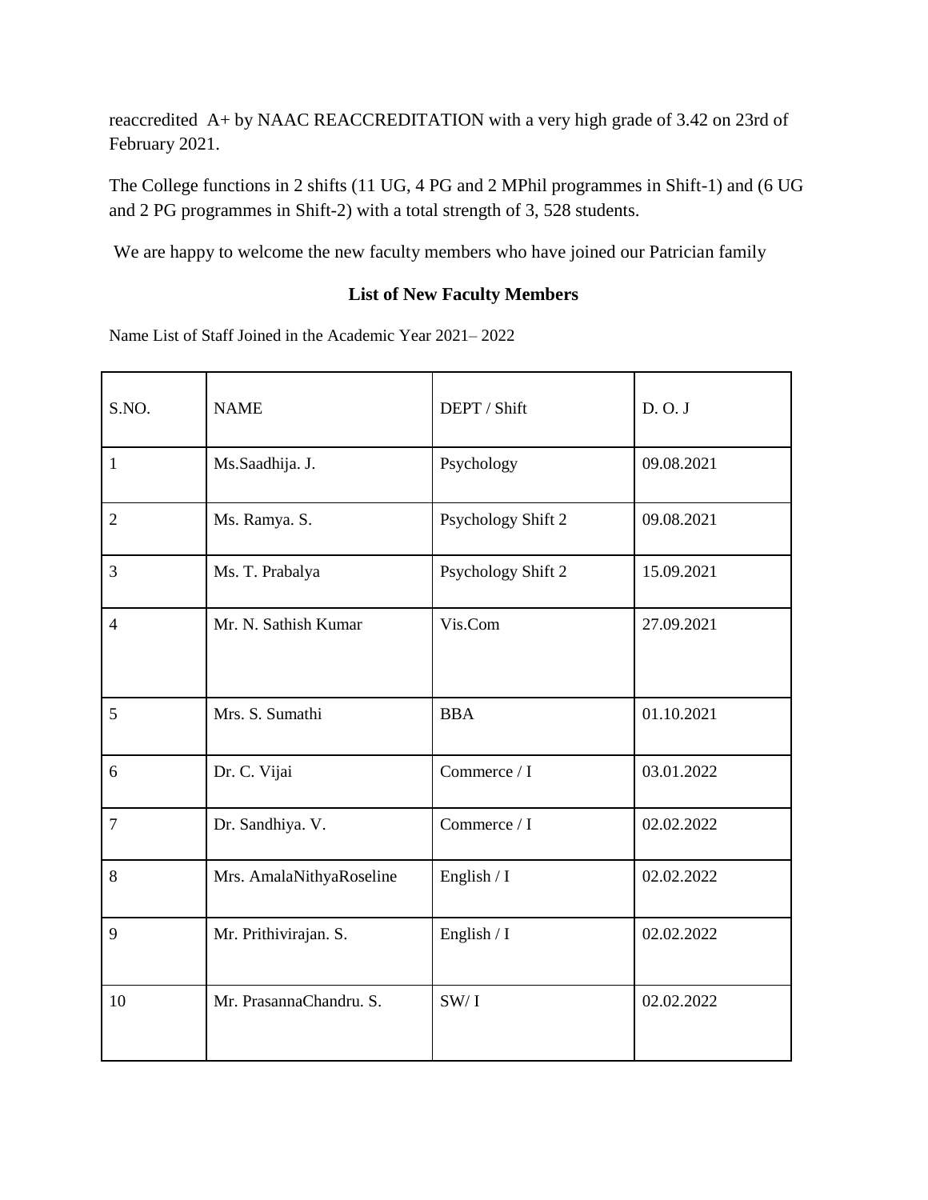reaccredited A+ by NAAC REACCREDITATION with a very high grade of 3.42 on 23rd of February 2021.

The College functions in 2 shifts (11 UG, 4 PG and 2 MPhil programmes in Shift-1) and (6 UG and 2 PG programmes in Shift-2) with a total strength of 3, 528 students.

We are happy to welcome the new faculty members who have joined our Patrician family

**List of New Faculty Members**

Name List of Staff Joined in the Academic Year 2021– 2022

| S.NO. | NAME | DEPT / Shift | D. O. J |
|---|---|---|---|
| 1 | Ms.Saadhija. J. | Psychology | 09.08.2021 |
| 2 | Ms. Ramya. S. | Psychology Shift 2 | 09.08.2021 |
| 3 | Ms. T. Prabalya | Psychology Shift 2 | 15.09.2021 |
| 4 | Mr. N. Sathish Kumar | Vis.Com | 27.09.2021 |
| 5 | Mrs. S. Sumathi | BBA | 01.10.2021 |
| 6 | Dr. C. Vijai | Commerce / I | 03.01.2022 |
| 7 | Dr. Sandhiya. V. | Commerce / I | 02.02.2022 |
| 8 | Mrs. AmalaNithyaRoseline | English / I | 02.02.2022 |
| 9 | Mr. Prithivirajan. S. | English / I | 02.02.2022 |
| 10 | Mr. PrasannaChandru. S. | SW/ I | 02.02.2022 |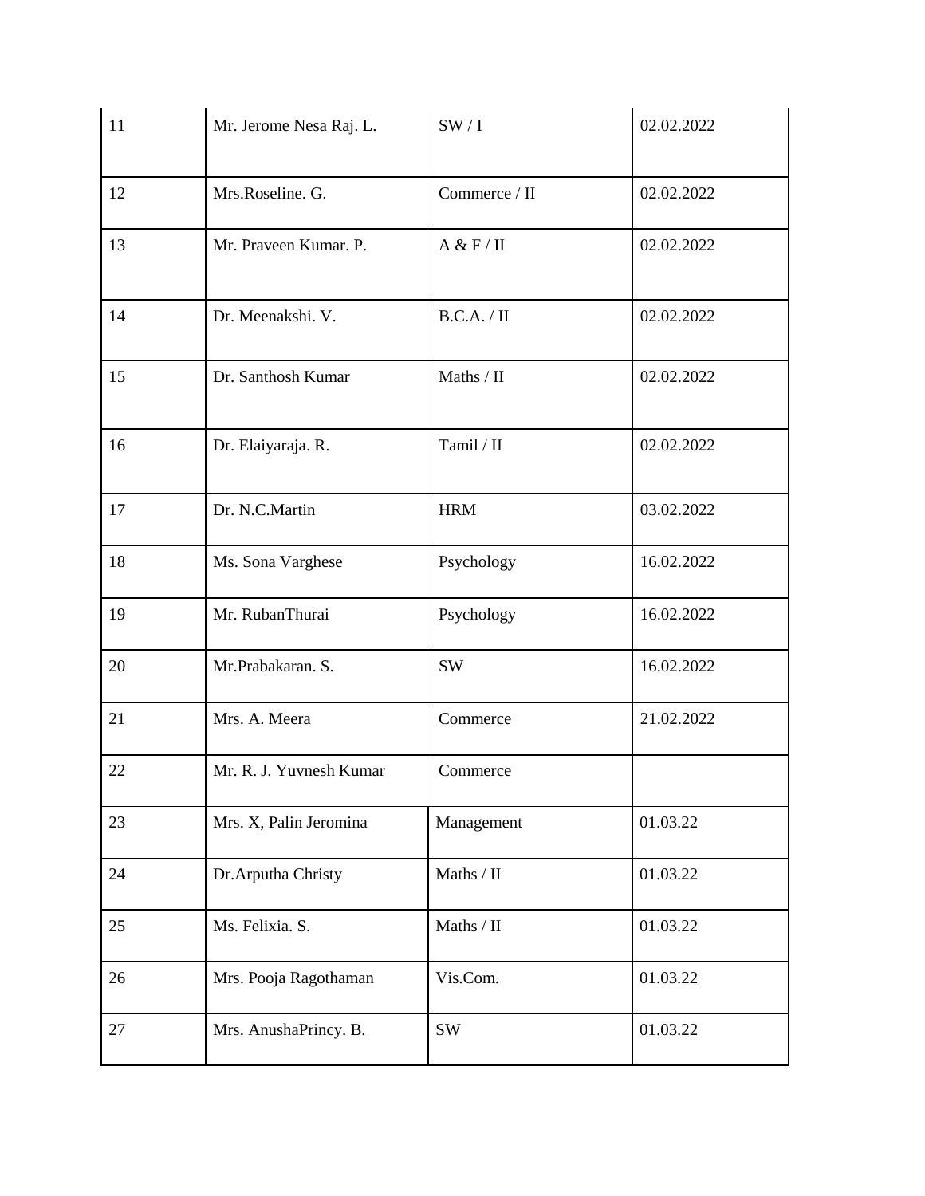| 11 | Mr. Jerome Nesa Raj. L. | SW / I | 02.02.2022 |
|---|---|---|---|
| 12 | Mrs.Roseline. G. | Commerce / II | 02.02.2022 |
| 13 | Mr. Praveen Kumar. P. | A & F / II | 02.02.2022 |
| 14 | Dr. Meenakshi. V. | B.C.A. / II | 02.02.2022 |
| 15 | Dr. Santhosh Kumar | Maths / II | 02.02.2022 |
| 16 | Dr. Elaiyaraja. R. | Tamil / II | 02.02.2022 |
| 17 | Dr. N.C.Martin | HRM | 03.02.2022 |
| 18 | Ms. Sona Varghese | Psychology | 16.02.2022 |
| 19 | Mr. RubanThurai | Psychology | 16.02.2022 |
| 20 | Mr.Prabakaran. S. | SW | 16.02.2022 |
| 21 | Mrs. A. Meera | Commerce | 21.02.2022 |
| 22 | Mr. R. J. Yuvnesh Kumar | Commerce | |
| 23 | Mrs. X, Palin Jeromina | Management | 01.03.22 |
| 24 | Dr.Arputha Christy | Maths / II | 01.03.22 |
| 25 | Ms. Felixia. S. | Maths / II | 01.03.22 |
| 26 | Mrs. Pooja Ragothaman | Vis.Com. | 01.03.22 |
| 27 | Mrs. AnushaPrincy. B. | SW | 01.03.22 |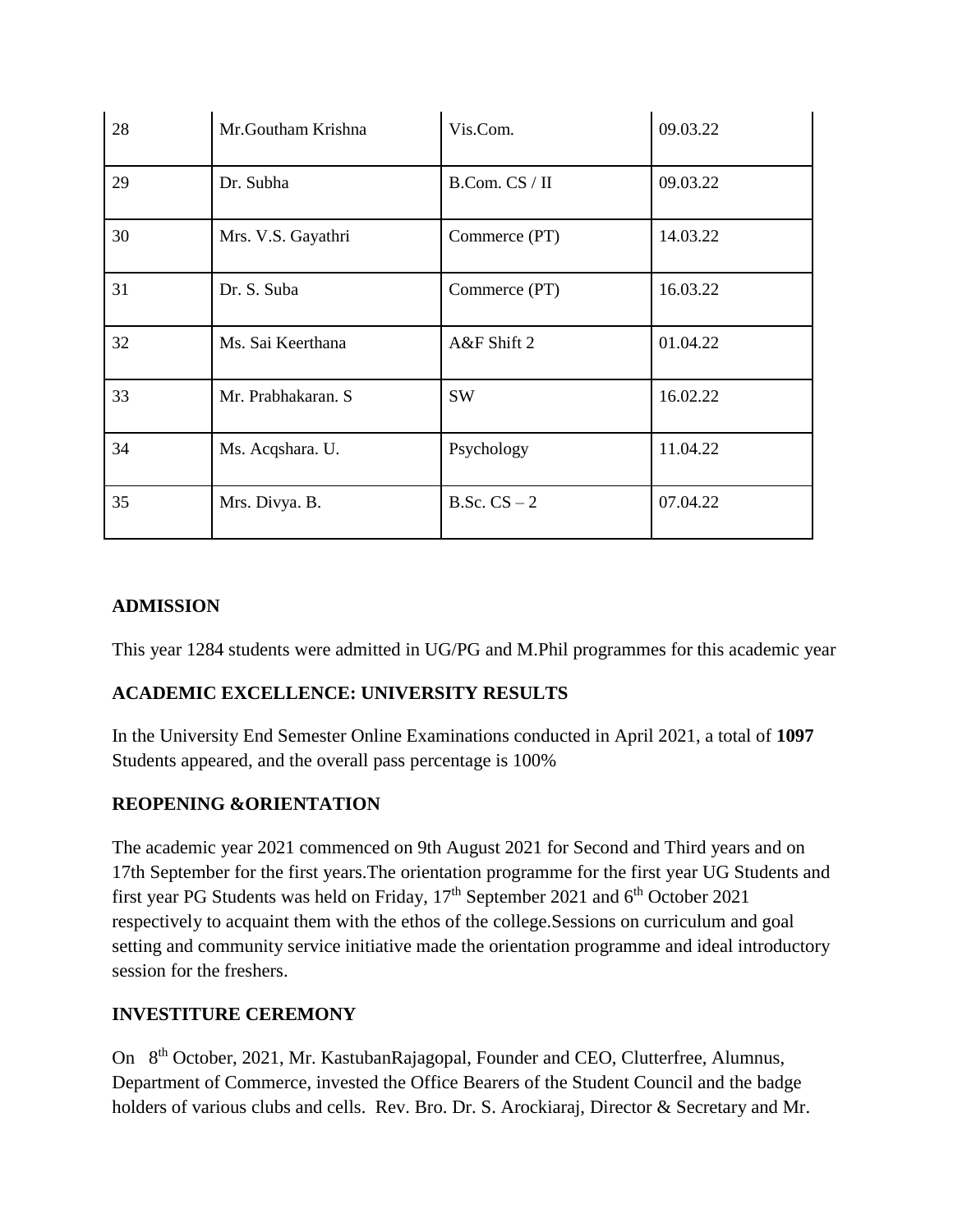| 28 | Mr.Goutham Krishna | Vis.Com. | 09.03.22 |
|---|---|---|---|
| 29 | Dr. Subha | B.Com. CS / II | 09.03.22 |
| 30 | Mrs. V.S. Gayathri | Commerce (PT) | 14.03.22 |
| 31 | Dr. S. Suba | Commerce (PT) | 16.03.22 |
| 32 | Ms. Sai Keerthana | A&F Shift 2 | 01.04.22 |
| 33 | Mr. Prabhakaran. S | SW | 16.02.22 |
| 34 | Ms. Acqshara. U. | Psychology | 11.04.22 |
| 35 | Mrs. Divya. B. | B.Sc. CS – 2 | 07.04.22 |

**ADMISSION**

This year 1284 students were admitted in UG/PG and M.Phil programmes for this academic year

**ACADEMIC EXCELLENCE: UNIVERSITY RESULTS**

In the University End Semester Online Examinations conducted in April 2021, a total of **1097** Students appeared, and the overall pass percentage is 100%

**REOPENING &ORIENTATION**

The academic year 2021 commenced on 9th August 2021 for Second and Third years and on 17th September for the first years.The orientation programme for the first year UG Students and first year PG Students was held on Friday, 17th September 2021 and 6th October 2021 respectively to acquaint them with the ethos of the college.Sessions on curriculum and goal setting and community service initiative made the orientation programme and ideal introductory session for the freshers.

**INVESTITURE CEREMONY**

On 8th October, 2021, Mr. KastubanRajagopal, Founder and CEO, Clutterfree, Alumnus, Department of Commerce, invested the Office Bearers of the Student Council and the badge holders of various clubs and cells. Rev. Bro. Dr. S. Arockiaraj, Director & Secretary and Mr.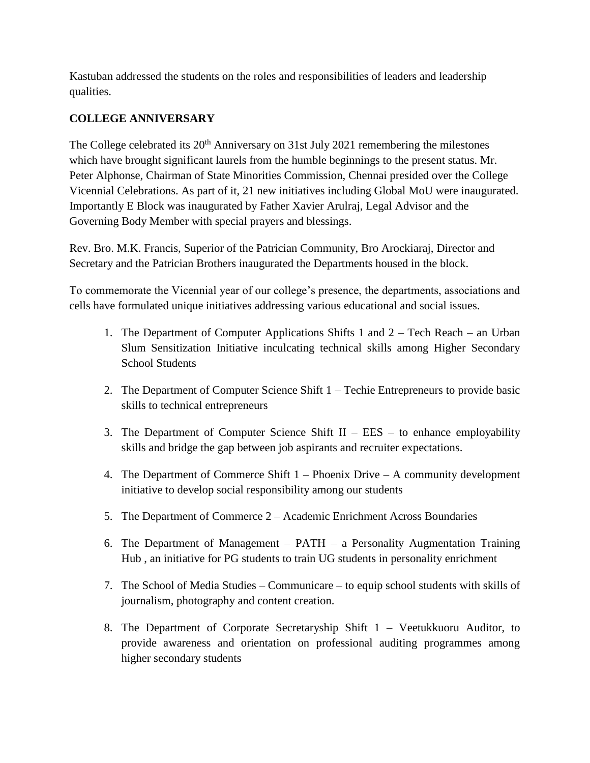Kastuban addressed the students on the roles and responsibilities of leaders and leadership qualities.

**COLLEGE ANNIVERSARY**

The College celebrated its 20th Anniversary on 31st July 2021 remembering the milestones which have brought significant laurels from the humble beginnings to the present status. Mr. Peter Alphonse, Chairman of State Minorities Commission, Chennai presided over the College Vicennial Celebrations. As part of it, 21 new initiatives including Global MoU were inaugurated. Importantly E Block was inaugurated by Father Xavier Arulraj, Legal Advisor and the Governing Body Member with special prayers and blessings.

Rev. Bro. M.K. Francis, Superior of the Patrician Community, Bro Arockiaraj, Director and Secretary and the Patrician Brothers inaugurated the Departments housed in the block.

To commemorate the Vicennial year of our college's presence, the departments, associations and cells have formulated unique initiatives addressing various educational and social issues.

1. The Department of Computer Applications Shifts 1 and 2 – Tech Reach – an Urban Slum Sensitization Initiative inculcating technical skills among Higher Secondary School Students
2. The Department of Computer Science Shift 1 – Techie Entrepreneurs to provide basic skills to technical entrepreneurs
3. The Department of Computer Science Shift II – EES – to enhance employability skills and bridge the gap between job aspirants and recruiter expectations.
4. The Department of Commerce Shift 1 – Phoenix Drive – A community development initiative to develop social responsibility among our students
5. The Department of Commerce 2 – Academic Enrichment Across Boundaries
6. The Department of Management – PATH – a Personality Augmentation Training Hub , an initiative for PG students to train UG students in personality enrichment
7. The School of Media Studies – Communicare – to equip school students with skills of journalism, photography and content creation.
8. The Department of Corporate Secretaryship Shift 1 – Veetukkuoru Auditor, to provide awareness and orientation on professional auditing programmes among higher secondary students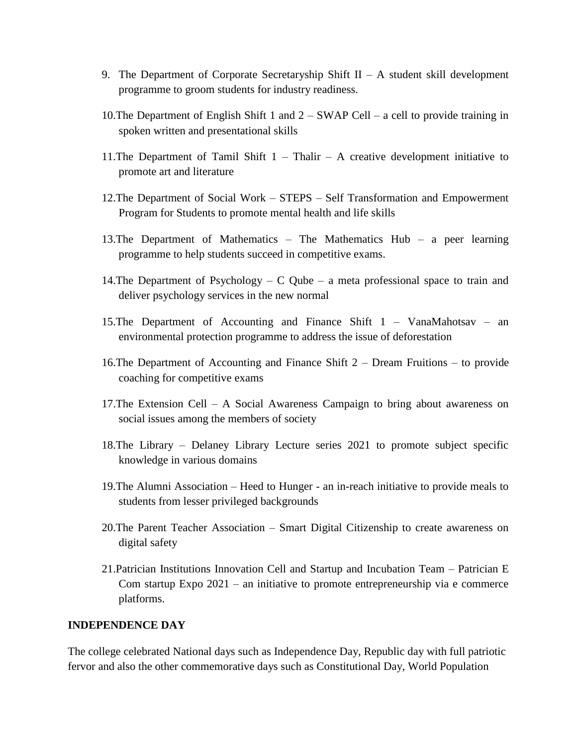9. The Department of Corporate Secretaryship Shift II – A student skill development programme to groom students for industry readiness.

10. The Department of English Shift 1 and 2 – SWAP Cell – a cell to provide training in spoken written and presentational skills

11. The Department of Tamil Shift 1 – Thalir – A creative development initiative to promote art and literature

12. The Department of Social Work – STEPS – Self Transformation and Empowerment Program for Students to promote mental health and life skills

13. The Department of Mathematics – The Mathematics Hub – a peer learning programme to help students succeed in competitive exams.

14. The Department of Psychology – C Qube – a meta professional space to train and deliver psychology services in the new normal

15. The Department of Accounting and Finance Shift 1 – VanaMahotsav – an environmental protection programme to address the issue of deforestation

16. The Department of Accounting and Finance Shift 2 – Dream Fruitions – to provide coaching for competitive exams

17. The Extension Cell – A Social Awareness Campaign to bring about awareness on social issues among the members of society

18. The Library – Delaney Library Lecture series 2021 to promote subject specific knowledge in various domains

19. The Alumni Association – Heed to Hunger - an in-reach initiative to provide meals to students from lesser privileged backgrounds

20. The Parent Teacher Association – Smart Digital Citizenship to create awareness on digital safety

21. Patrician Institutions Innovation Cell and Startup and Incubation Team – Patrician E Com startup Expo 2021 – an initiative to promote entrepreneurship via e commerce platforms.

**INDEPENDENCE DAY**

The college celebrated National days such as Independence Day, Republic day with full patriotic fervor and also the other commemorative days such as Constitutional Day, World Population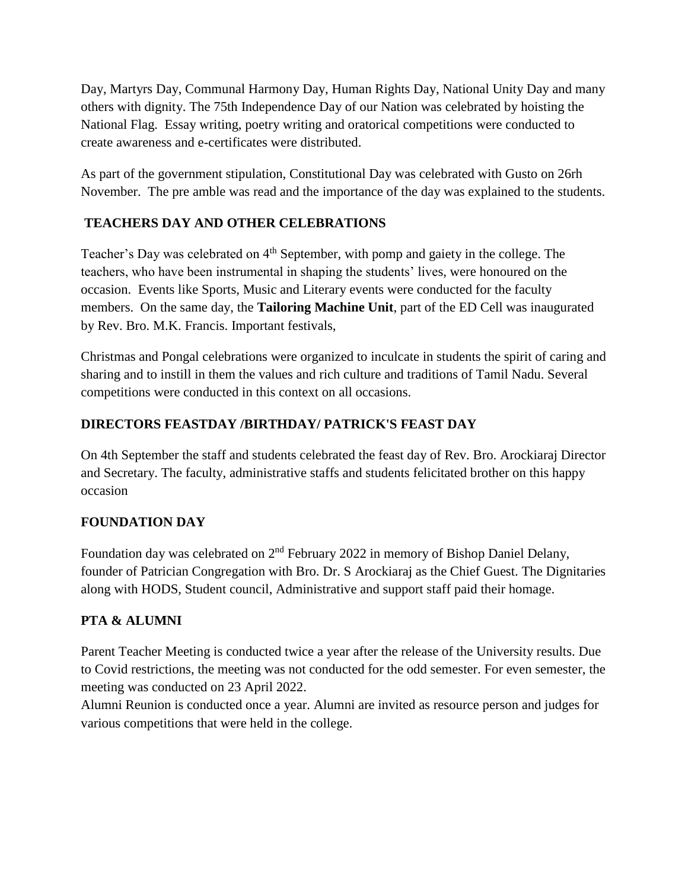Day, Martyrs Day, Communal Harmony Day, Human Rights Day, National Unity Day and many others with dignity. The 75th Independence Day of our Nation was celebrated by hoisting the National Flag. Essay writing, poetry writing and oratorical competitions were conducted to create awareness and e-certificates were distributed.

As part of the government stipulation, Constitutional Day was celebrated with Gusto on 26rh November. The pre amble was read and the importance of the day was explained to the students.

## TEACHERS DAY AND OTHER CELEBRATIONS

Teacher's Day was celebrated on 4th September, with pomp and gaiety in the college. The teachers, who have been instrumental in shaping the students' lives, were honoured on the occasion. Events like Sports, Music and Literary events were conducted for the faculty members. On the same day, the **Tailoring Machine Unit**, part of the ED Cell was inaugurated by Rev. Bro. M.K. Francis. Important festivals,

Christmas and Pongal celebrations were organized to inculcate in students the spirit of caring and sharing and to instill in them the values and rich culture and traditions of Tamil Nadu. Several competitions were conducted in this context on all occasions.

## DIRECTORS FEASTDAY /BIRTHDAY/ PATRICK'S FEAST DAY

On 4th September the staff and students celebrated the feast day of Rev. Bro. Arockiaraj Director and Secretary. The faculty, administrative staffs and students felicitated brother on this happy occasion

## FOUNDATION DAY

Foundation day was celebrated on 2nd February 2022 in memory of Bishop Daniel Delany, founder of Patrician Congregation with Bro. Dr. S Arockiaraj as the Chief Guest. The Dignitaries along with HODS, Student council, Administrative and support staff paid their homage.

## PTA & ALUMNI

Parent Teacher Meeting is conducted twice a year after the release of the University results. Due to Covid restrictions, the meeting was not conducted for the odd semester. For even semester, the meeting was conducted on 23 April 2022.

Alumni Reunion is conducted once a year. Alumni are invited as resource person and judges for various competitions that were held in the college.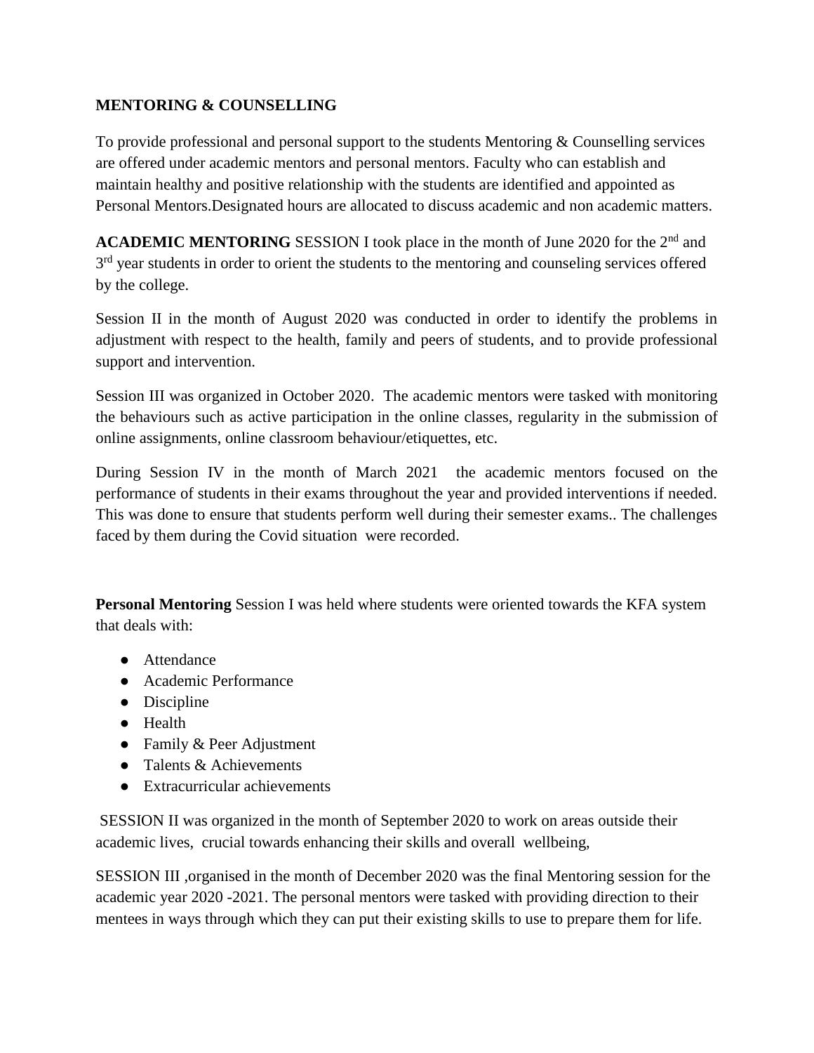**MENTORING & COUNSELLING**

To provide professional and personal support to the students Mentoring & Counselling services are offered under academic mentors and personal mentors. Faculty who can establish and maintain healthy and positive relationship with the students are identified and appointed as Personal Mentors.Designated hours are allocated to discuss academic and non academic matters.

**ACADEMIC MENTORING** SESSION I took place in the month of June 2020 for the 2nd and 3rd year students in order to orient the students to the mentoring and counseling services offered by the college.

Session II in the month of August 2020 was conducted in order to identify the problems in adjustment with respect to the health, family and peers of students, and to provide professional support and intervention.

Session III was organized in October 2020. The academic mentors were tasked with monitoring the behaviours such as active participation in the online classes, regularity in the submission of online assignments, online classroom behaviour/etiquettes, etc.

During Session IV in the month of March 2021 the academic mentors focused on the performance of students in their exams throughout the year and provided interventions if needed. This was done to ensure that students perform well during their semester exams.. The challenges faced by them during the Covid situation were recorded.

**Personal Mentoring** Session I was held where students were oriented towards the KFA system that deals with:

- Attendance
- Academic Performance
- Discipline
- Health
- Family & Peer Adjustment
- Talents & Achievements
- Extracurricular achievements

SESSION II was organized in the month of September 2020 to work on areas outside their academic lives, crucial towards enhancing their skills and overall wellbeing,

SESSION III ,organised in the month of December 2020 was the final Mentoring session for the academic year 2020 -2021. The personal mentors were tasked with providing direction to their mentees in ways through which they can put their existing skills to use to prepare them for life.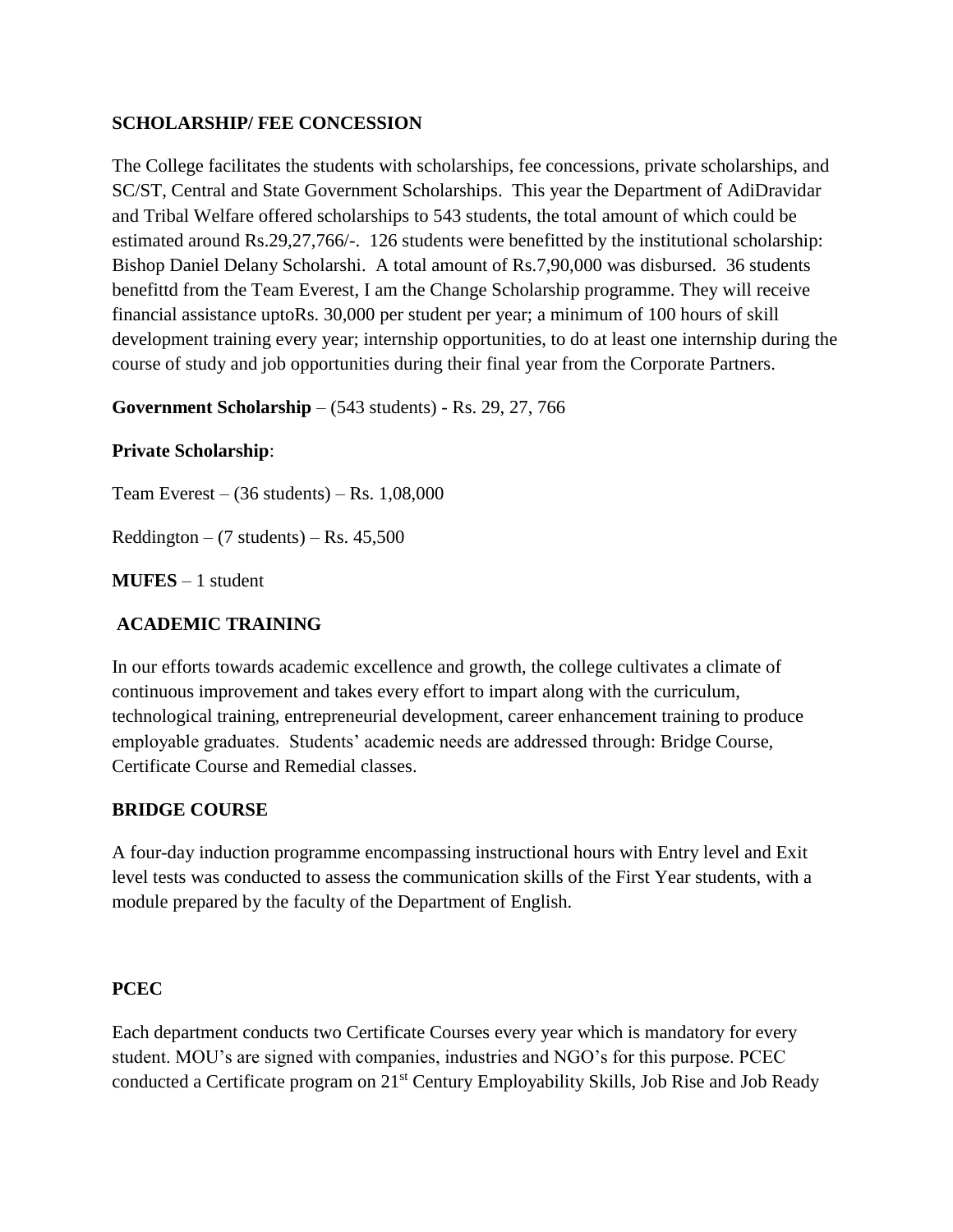**SCHOLARSHIP/ FEE CONCESSION**

The College facilitates the students with scholarships, fee concessions, private scholarships, and SC/ST, Central and State Government Scholarships. This year the Department of AdiDravidar and Tribal Welfare offered scholarships to 543 students, the total amount of which could be estimated around Rs.29,27,766/-. 126 students were benefitted by the institutional scholarship: Bishop Daniel Delany Scholarshi. A total amount of Rs.7,90,000 was disbursed. 36 students benefittd from the Team Everest, I am the Change Scholarship programme. They will receive financial assistance uptoRs. 30,000 per student per year; a minimum of 100 hours of skill development training every year; internship opportunities, to do at least one internship during the course of study and job opportunities during their final year from the Corporate Partners.

**Government Scholarship** – (543 students) - Rs. 29, 27, 766

**Private Scholarship**:

Team Everest – (36 students) – Rs. 1,08,000

Reddington – (7 students) – Rs. 45,500

**MUFES** – 1 student

**ACADEMIC TRAINING**

In our efforts towards academic excellence and growth, the college cultivates a climate of continuous improvement and takes every effort to impart along with the curriculum, technological training, entrepreneurial development, career enhancement training to produce employable graduates. Students' academic needs are addressed through: Bridge Course, Certificate Course and Remedial classes.

**BRIDGE COURSE**

A four-day induction programme encompassing instructional hours with Entry level and Exit level tests was conducted to assess the communication skills of the First Year students, with a module prepared by the faculty of the Department of English.

**PCEC**

Each department conducts two Certificate Courses every year which is mandatory for every student. MOU's are signed with companies, industries and NGO's for this purpose. PCEC conducted a Certificate program on 21st Century Employability Skills, Job Rise and Job Ready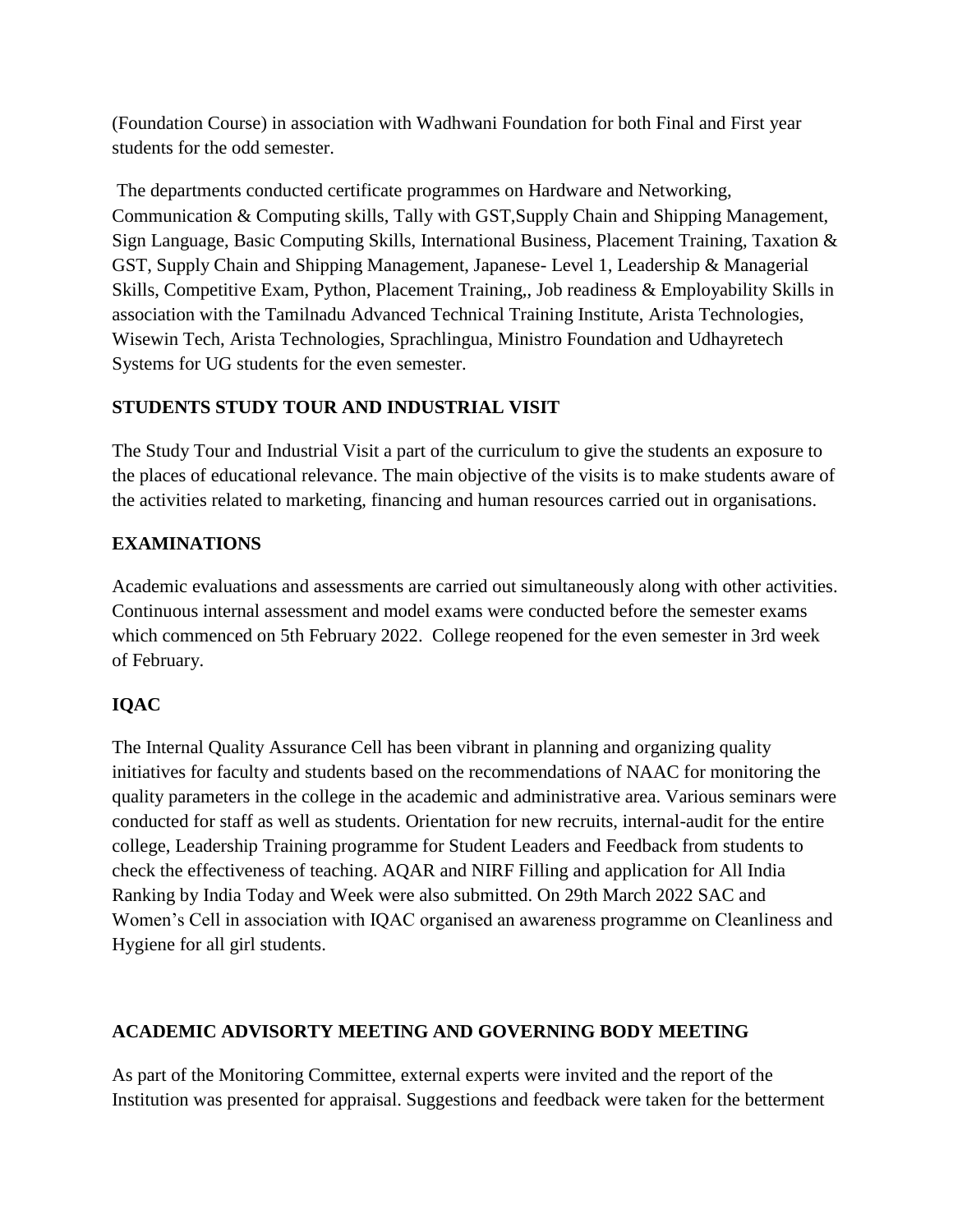(Foundation Course) in association with Wadhwani Foundation for both Final and First year students for the odd semester.

The departments conducted certificate programmes on Hardware and Networking, Communication & Computing skills, Tally with GST,Supply Chain and Shipping Management, Sign Language, Basic Computing Skills, International Business, Placement Training, Taxation & GST, Supply Chain and Shipping Management, Japanese- Level 1, Leadership & Managerial Skills, Competitive Exam, Python, Placement Training,, Job readiness & Employability Skills in association with the Tamilnadu Advanced Technical Training Institute, Arista Technologies, Wisewin Tech, Arista Technologies, Sprachlingua, Ministro Foundation and Udhayretech Systems for UG students for the even semester.

## STUDENTS STUDY TOUR AND INDUSTRIAL VISIT

The Study Tour and Industrial Visit a part of the curriculum to give the students an exposure to the places of educational relevance. The main objective of the visits is to make students aware of the activities related to marketing, financing and human resources carried out in organisations.

## EXAMINATIONS

Academic evaluations and assessments are carried out simultaneously along with other activities. Continuous internal assessment and model exams were conducted before the semester exams which commenced on 5th February 2022. College reopened for the even semester in 3rd week of February.

## IQAC

The Internal Quality Assurance Cell has been vibrant in planning and organizing quality initiatives for faculty and students based on the recommendations of NAAC for monitoring the quality parameters in the college in the academic and administrative area. Various seminars were conducted for staff as well as students. Orientation for new recruits, internal-audit for the entire college, Leadership Training programme for Student Leaders and Feedback from students to check the effectiveness of teaching. AQAR and NIRF Filling and application for All India Ranking by India Today and Week were also submitted. On 29th March 2022 SAC and Women's Cell in association with IQAC organised an awareness programme on Cleanliness and Hygiene for all girl students.

## ACADEMIC ADVISORTY MEETING AND GOVERNING BODY MEETING

As part of the Monitoring Committee, external experts were invited and the report of the Institution was presented for appraisal. Suggestions and feedback were taken for the betterment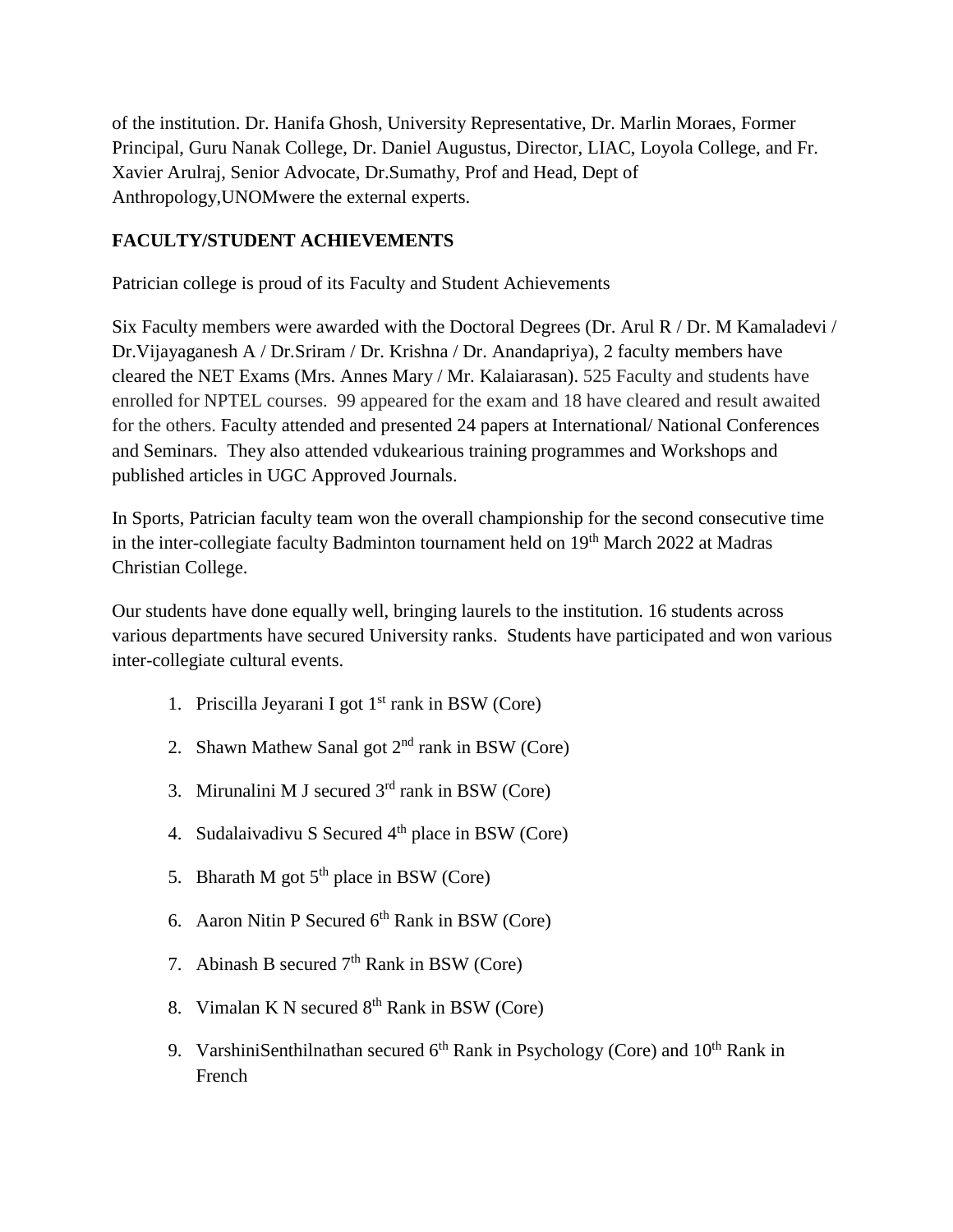of the institution. Dr. Hanifa Ghosh, University Representative, Dr. Marlin Moraes, Former Principal, Guru Nanak College, Dr. Daniel Augustus, Director, LIAC, Loyola College, and Fr. Xavier Arulraj, Senior Advocate, Dr.Sumathy, Prof and Head, Dept of Anthropology,UNOMwere the external experts.

**FACULTY/STUDENT ACHIEVEMENTS**

Patrician college is proud of its Faculty and Student Achievements

Six Faculty members were awarded with the Doctoral Degrees (Dr. Arul R / Dr. M Kamaladevi / Dr.Vijayaganesh A / Dr.Sriram / Dr. Krishna / Dr. Anandapriya), 2 faculty members have cleared the NET Exams (Mrs. Annes Mary / Mr. Kalaiarasan). 525 Faculty and students have enrolled for NPTEL courses. 99 appeared for the exam and 18 have cleared and result awaited for the others. Faculty attended and presented 24 papers at International/ National Conferences and Seminars. They also attended vdukearious training programmes and Workshops and published articles in UGC Approved Journals.

In Sports, Patrician faculty team won the overall championship for the second consecutive time in the inter-collegiate faculty Badminton tournament held on 19th March 2022 at Madras Christian College.

Our students have done equally well, bringing laurels to the institution. 16 students across various departments have secured University ranks. Students have participated and won various inter-collegiate cultural events.

1. Priscilla Jeyarani I got 1st rank in BSW (Core)
2. Shawn Mathew Sanal got 2nd rank in BSW (Core)
3. Mirunalini M J secured 3rd rank in BSW (Core)
4. Sudalaivadivu S Secured 4th place in BSW (Core)
5. Bharath M got 5th place in BSW (Core)
6. Aaron Nitin P Secured 6th Rank in BSW (Core)
7. Abinash B secured 7th Rank in BSW (Core)
8. Vimalan K N secured 8th Rank in BSW (Core)
9. VarshiniSenthilnathan secured 6th Rank in Psychology (Core) and 10th Rank in French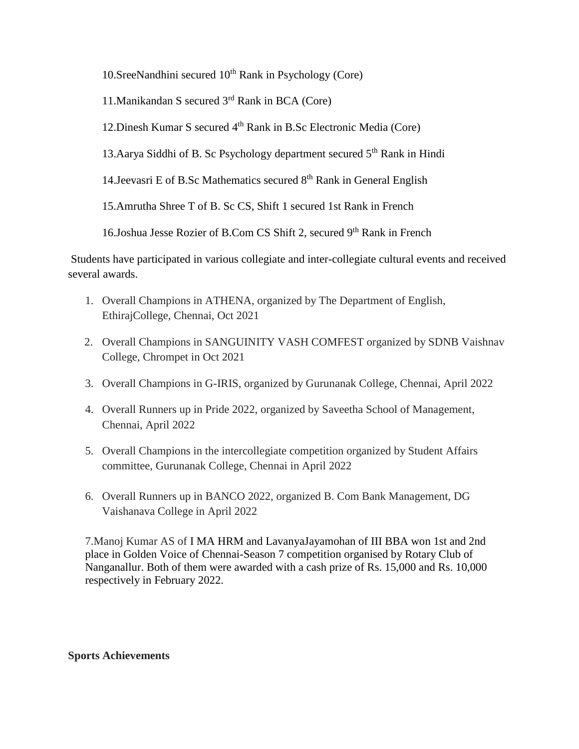10.SreeNandhini secured $10^{th}$ Rank in Psychology (Core)

11.Manikandan S secured $3^{rd}$ Rank in BCA (Core)

12.Dinesh Kumar S secured $4^{th}$ Rank in B.Sc Electronic Media (Core)

13.Aarya Siddhi of B. Sc Psychology department secured $5^{th}$ Rank in Hindi

14.Jeevasri E of B.Sc Mathematics secured $8^{th}$ Rank in General English

15.Amrutha Shree T of B. Sc CS, Shift 1 secured 1st Rank in French

16.Joshua Jesse Rozier of B.Com CS Shift 2, secured $9^{th}$ Rank in French

Students have participated in various collegiate and inter-collegiate cultural events and received several awards.

1. Overall Champions in ATHENA, organized by The Department of English, EthirajCollege, Chennai, Oct 2021
2. Overall Champions in SANGUINITY VASH COMFEST organized by SDNB Vaishnav College, Chrompet in Oct 2021
3. Overall Champions in G-IRIS, organized by Gurunanak College, Chennai, April 2022
4. Overall Runners up in Pride 2022, organized by Saveetha School of Management, Chennai, April 2022
5. Overall Champions in the intercollegiate competition organized by Student Affairs committee, Gurunanak College, Chennai in April 2022
6. Overall Runners up in BANCO 2022, organized B. Com Bank Management, DG Vaishanava College in April 2022

7.Manoj Kumar AS of I MA HRM and LavanyaJayamohan of III BBA won 1st and 2nd place in Golden Voice of Chennai-Season 7 competition organised by Rotary Club of Nanganallur. Both of them were awarded with a cash prize of Rs. 15,000 and Rs. 10,000 respectively in February 2022.

**Sports Achievements**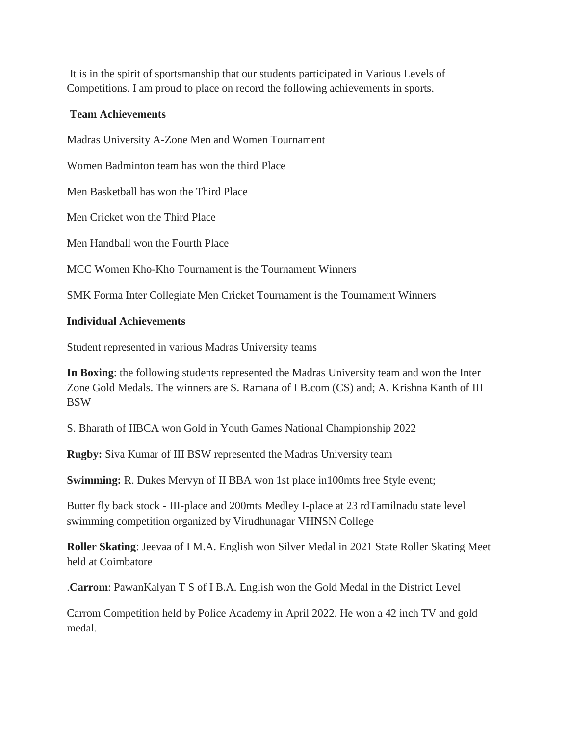It is in the spirit of sportsmanship that our students participated in Various Levels of Competitions. I am proud to place on record the following achievements in sports.

**Team Achievements**

Madras University A-Zone Men and Women Tournament

Women Badminton team has won the third Place

Men Basketball has won the Third Place

Men Cricket won the Third Place

Men Handball won the Fourth Place

MCC Women Kho-Kho Tournament is the Tournament Winners

SMK Forma Inter Collegiate Men Cricket Tournament is the Tournament Winners

**Individual Achievements**

Student represented in various Madras University teams

**In Boxing**: the following students represented the Madras University team and won the Inter Zone Gold Medals. The winners are S. Ramana of I B.com (CS) and; A. Krishna Kanth of III BSW

S. Bharath of IIBCA won Gold in Youth Games National Championship 2022

**Rugby:** Siva Kumar of III BSW represented the Madras University team

**Swimming:** R. Dukes Mervyn of II BBA won 1st place in100mts free Style event;

Butter fly back stock - III-place and 200mts Medley I-place at 23 rdTamilnadu state level swimming competition organized by Virudhunagar VHNSN College

**Roller Skating**: Jeevaa of I M.A. English won Silver Medal in 2021 State Roller Skating Meet held at Coimbatore

.**Carrom**: PawanKalyan T S of I B.A. English won the Gold Medal in the District Level

Carrom Competition held by Police Academy in April 2022. He won a 42 inch TV and gold medal.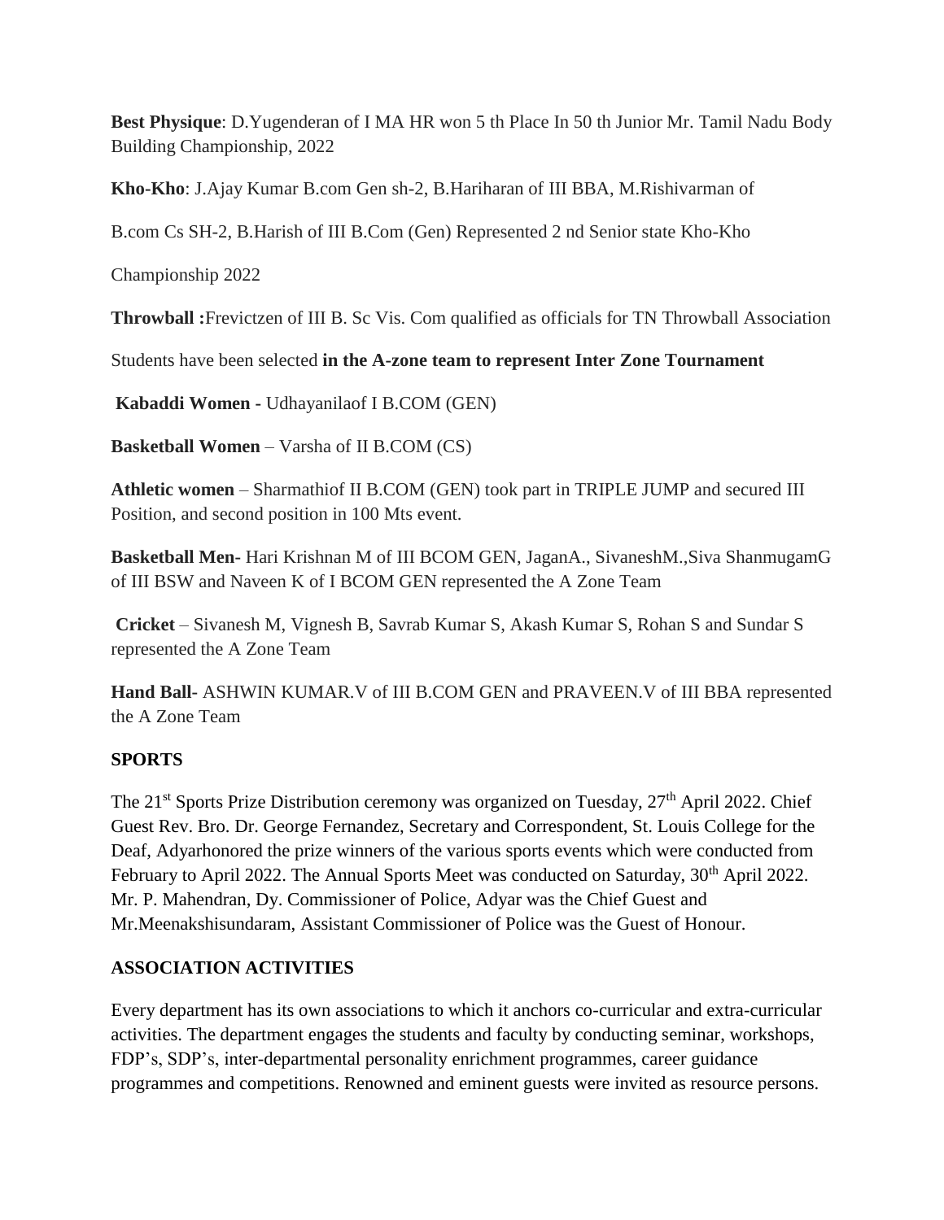**Best Physique**: D.Yugenderan of I MA HR won 5 th Place In 50 th Junior Mr. Tamil Nadu Body Building Championship, 2022

**Kho-Kho**: J.Ajay Kumar B.com Gen sh-2, B.Hariharan of III BBA, M.Rishivarman of

B.com Cs SH-2, B.Harish of III B.Com (Gen) Represented 2 nd Senior state Kho-Kho

Championship 2022

**Throwball :**Frevictzen of III B. Sc Vis. Com qualified as officials for TN Throwball Association

Students have been selected **in the A-zone team to represent Inter Zone Tournament**

**Kabaddi Women -** Udhayanilaof I B.COM (GEN)

**Basketball Women** – Varsha of II B.COM (CS)

**Athletic women** – Sharmathiof II B.COM (GEN) took part in TRIPLE JUMP and secured III Position, and second position in 100 Mts event.

**Basketball Men-** Hari Krishnan M of III BCOM GEN, JaganA., SivaneshM.,Siva ShanmugamG of III BSW and Naveen K of I BCOM GEN represented the A Zone Team

**Cricket** – Sivanesh M, Vignesh B, Savrab Kumar S, Akash Kumar S, Rohan S and Sundar S represented the A Zone Team

**Hand Ball-** ASHWIN KUMAR.V of III B.COM GEN and PRAVEEN.V of III BBA represented the A Zone Team

## SPORTS

The 21st Sports Prize Distribution ceremony was organized on Tuesday, 27th April 2022. Chief Guest Rev. Bro. Dr. George Fernandez, Secretary and Correspondent, St. Louis College for the Deaf, Adyarhonored the prize winners of the various sports events which were conducted from February to April 2022. The Annual Sports Meet was conducted on Saturday, 30th April 2022. Mr. P. Mahendran, Dy. Commissioner of Police, Adyar was the Chief Guest and Mr.Meenakshisundaram, Assistant Commissioner of Police was the Guest of Honour.

## ASSOCIATION ACTIVITIES

Every department has its own associations to which it anchors co-curricular and extra-curricular activities. The department engages the students and faculty by conducting seminar, workshops, FDP's, SDP's, inter-departmental personality enrichment programmes, career guidance programmes and competitions. Renowned and eminent guests were invited as resource persons.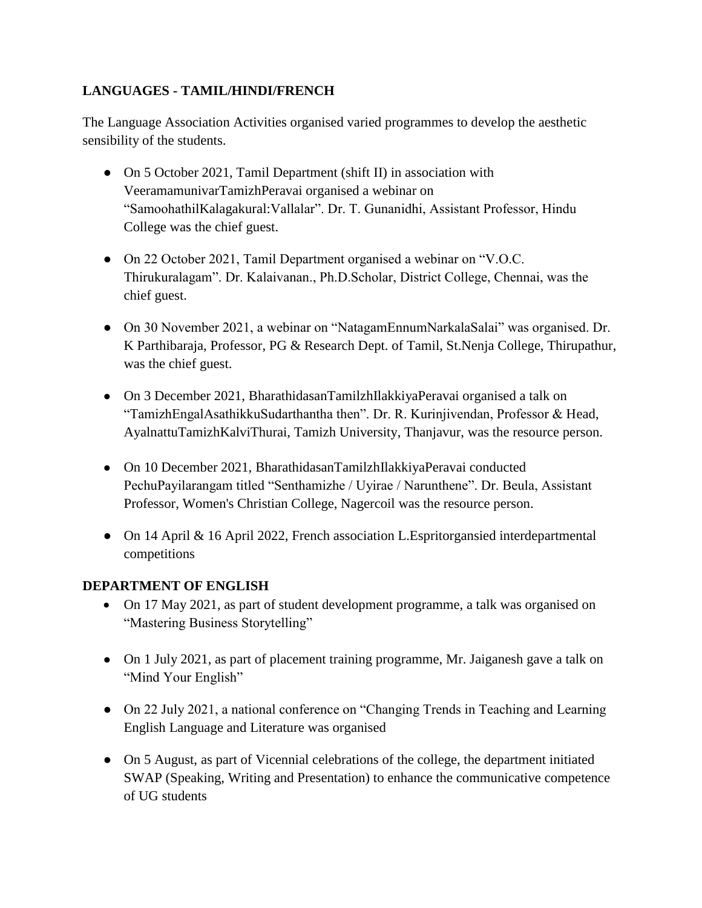**LANGUAGES - TAMIL/HINDI/FRENCH**

The Language Association Activities organised varied programmes to develop the aesthetic sensibility of the students.

- On 5 October 2021, Tamil Department (shift II) in association with VeeramamunivarTamizhPeravai organised a webinar on "SamoohathilKalagakural:Vallalar". Dr. T. Gunanidhi, Assistant Professor, Hindu College was the chief guest.
- On 22 October 2021, Tamil Department organised a webinar on "V.O.C. Thirukuralagam". Dr. Kalaivanan., Ph.D.Scholar, District College, Chennai, was the chief guest.
- On 30 November 2021, a webinar on "NatagamEnnumNarkalaSalai" was organised. Dr. K Parthibaraja, Professor, PG & Research Dept. of Tamil, St.Nenja College, Thirupathur, was the chief guest.
- On 3 December 2021, BharathidasanTamilzhIlakkiyaPeravai organised a talk on "TamizhEngalAsathikkuSudarthantha then". Dr. R. Kurinjivendan, Professor & Head, AyalnattuTamizhKalviThurai, Tamizh University, Thanjavur, was the resource person.
- On 10 December 2021, BharathidasanTamilzhIlakkiyaPeravai conducted PechuPayilarangam titled "Senthamizhe / Uyirae / Narunthene". Dr. Beula, Assistant Professor, Women's Christian College, Nagercoil was the resource person.
- On 14 April & 16 April 2022, French association L.Espritorgansied interdepartmental competitions

**DEPARTMENT OF ENGLISH**

- On 17 May 2021, as part of student development programme, a talk was organised on "Mastering Business Storytelling"
- On 1 July 2021, as part of placement training programme, Mr. Jaiganesh gave a talk on "Mind Your English"
- On 22 July 2021, a national conference on "Changing Trends in Teaching and Learning English Language and Literature was organised
- On 5 August, as part of Vicennial celebrations of the college, the department initiated SWAP (Speaking, Writing and Presentation) to enhance the communicative competence of UG students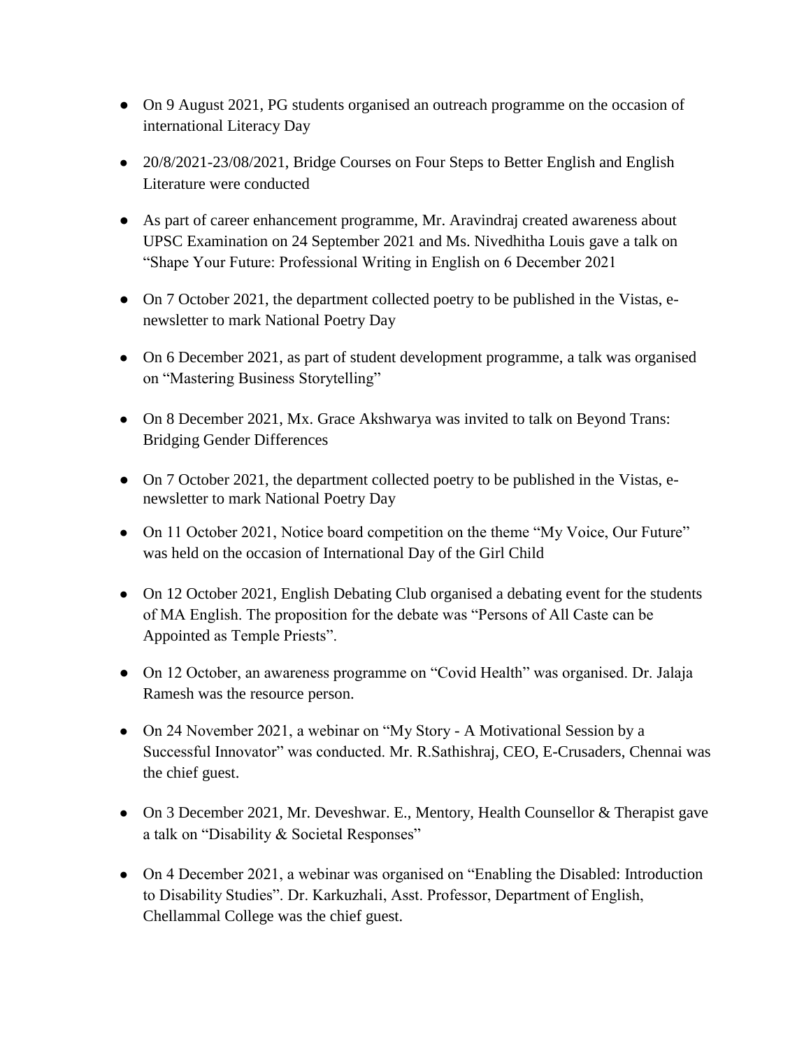- On 9 August 2021, PG students organised an outreach programme on the occasion of international Literacy Day
- 20/8/2021-23/08/2021, Bridge Courses on Four Steps to Better English and English Literature were conducted
- As part of career enhancement programme, Mr. Aravindraj created awareness about UPSC Examination on 24 September 2021 and Ms. Nivedhitha Louis gave a talk on "Shape Your Future: Professional Writing in English on 6 December 2021
- On 7 October 2021, the department collected poetry to be published in the Vistas, e-newsletter to mark National Poetry Day
- On 6 December 2021, as part of student development programme, a talk was organised on "Mastering Business Storytelling"
- On 8 December 2021, Mx. Grace Akshwarya was invited to talk on Beyond Trans: Bridging Gender Differences
- On 7 October 2021, the department collected poetry to be published in the Vistas, e-newsletter to mark National Poetry Day
- On 11 October 2021, Notice board competition on the theme "My Voice, Our Future" was held on the occasion of International Day of the Girl Child
- On 12 October 2021, English Debating Club organised a debating event for the students of MA English. The proposition for the debate was "Persons of All Caste can be Appointed as Temple Priests".
- On 12 October, an awareness programme on "Covid Health" was organised. Dr. Jalaja Ramesh was the resource person.
- On 24 November 2021, a webinar on "My Story - A Motivational Session by a Successful Innovator" was conducted. Mr. R.Sathishraj, CEO, E-Crusaders, Chennai was the chief guest.
- On 3 December 2021, Mr. Deveshwar. E., Mentory, Health Counsellor & Therapist gave a talk on "Disability & Societal Responses"
- On 4 December 2021, a webinar was organised on "Enabling the Disabled: Introduction to Disability Studies". Dr. Karkuzhali, Asst. Professor, Department of English, Chellammal College was the chief guest.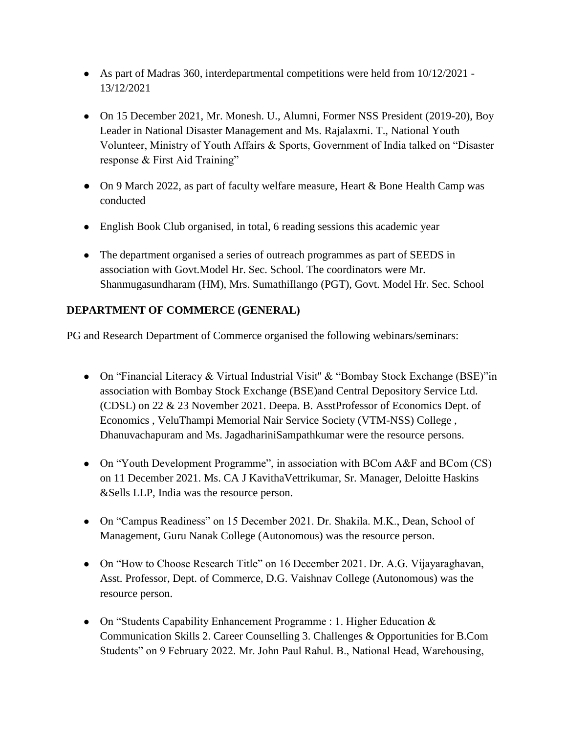- As part of Madras 360, interdepartmental competitions were held from 10/12/2021 - 13/12/2021
- On 15 December 2021, Mr. Monesh. U., Alumni, Former NSS President (2019-20), Boy Leader in National Disaster Management and Ms. Rajalaxmi. T., National Youth Volunteer, Ministry of Youth Affairs & Sports, Government of India talked on "Disaster response & First Aid Training"
- On 9 March 2022, as part of faculty welfare measure, Heart & Bone Health Camp was conducted
- English Book Club organised, in total, 6 reading sessions this academic year
- The department organised a series of outreach programmes as part of SEEDS in association with Govt.Model Hr. Sec. School. The coordinators were Mr. Shanmugasundharam (HM), Mrs. SumathiIlango (PGT), Govt. Model Hr. Sec. School

**DEPARTMENT OF COMMERCE (GENERAL)**

PG and Research Department of Commerce organised the following webinars/seminars:

- On "Financial Literacy & Virtual Industrial Visit" & "Bombay Stock Exchange (BSE)"in association with Bombay Stock Exchange (BSE)and Central Depository Service Ltd. (CDSL) on 22 & 23 November 2021. Deepa. B. AsstProfessor of Economics Dept. of Economics , VeluThampi Memorial Nair Service Society (VTM-NSS) College , Dhanuvachapuram and Ms. JagadhariniSampathkumar were the resource persons.
- On "Youth Development Programme", in association with BCom A&F and BCom (CS) on 11 December 2021. Ms. CA J KavithaVettrikumar, Sr. Manager, Deloitte Haskins &Sells LLP, India was the resource person.
- On "Campus Readiness" on 15 December 2021. Dr. Shakila. M.K., Dean, School of Management, Guru Nanak College (Autonomous) was the resource person.
- On "How to Choose Research Title" on 16 December 2021. Dr. A.G. Vijayaraghavan, Asst. Professor, Dept. of Commerce, D.G. Vaishnav College (Autonomous) was the resource person.
- On "Students Capability Enhancement Programme : 1. Higher Education & Communication Skills 2. Career Counselling 3. Challenges & Opportunities for B.Com Students" on 9 February 2022. Mr. John Paul Rahul. B., National Head, Warehousing,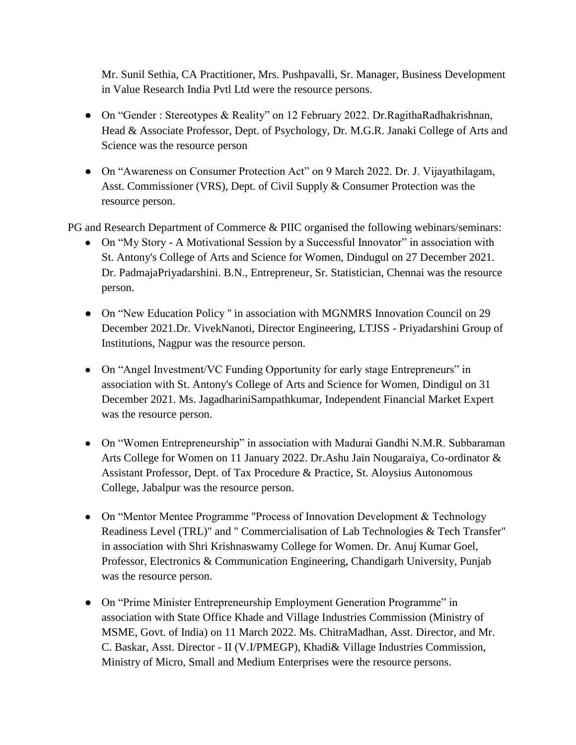Mr. Sunil Sethia, CA Practitioner, Mrs. Pushpavalli, Sr. Manager, Business Development in Value Research India Pvtl Ltd were the resource persons.

- On "Gender : Stereotypes & Reality" on 12 February 2022. Dr.RagithaRadhakrishnan, Head & Associate Professor, Dept. of Psychology, Dr. M.G.R. Janaki College of Arts and Science was the resource person
- On "Awareness on Consumer Protection Act" on 9 March 2022. Dr. J. Vijayathilagam, Asst. Commissioner (VRS), Dept. of Civil Supply & Consumer Protection was the resource person.

PG and Research Department of Commerce & PIIC organised the following webinars/seminars:

- On "My Story - A Motivational Session by a Successful Innovator" in association with St. Antony's College of Arts and Science for Women, Dindugul on 27 December 2021. Dr. PadmajaPriyadarshini. B.N., Entrepreneur, Sr. Statistician, Chennai was the resource person.
- On "New Education Policy " in association with MGNMRS Innovation Council on 29 December 2021.Dr. VivekNanoti, Director Engineering, LTJSS - Priyadarshini Group of Institutions, Nagpur was the resource person.
- On "Angel Investment/VC Funding Opportunity for early stage Entrepreneurs" in association with St. Antony's College of Arts and Science for Women, Dindigul on 31 December 2021. Ms. JagadhariniSampathkumar, Independent Financial Market Expert was the resource person.
- On "Women Entrepreneurship" in association with Madurai Gandhi N.M.R. Subbaraman Arts College for Women on 11 January 2022. Dr.Ashu Jain Nougaraiya, Co-ordinator & Assistant Professor, Dept. of Tax Procedure & Practice, St. Aloysius Autonomous College, Jabalpur was the resource person.
- On "Mentor Mentee Programme "Process of Innovation Development & Technology Readiness Level (TRL)" and " Commercialisation of Lab Technologies & Tech Transfer" in association with Shri Krishnaswamy College for Women. Dr. Anuj Kumar Goel, Professor, Electronics & Communication Engineering, Chandigarh University, Punjab was the resource person.
- On "Prime Minister Entrepreneurship Employment Generation Programme" in association with State Office Khade and Village Industries Commission (Ministry of MSME, Govt. of India) on 11 March 2022. Ms. ChitraMadhan, Asst. Director, and Mr. C. Baskar, Asst. Director - II (V.I/PMEGP), Khadi& Village Industries Commission, Ministry of Micro, Small and Medium Enterprises were the resource persons.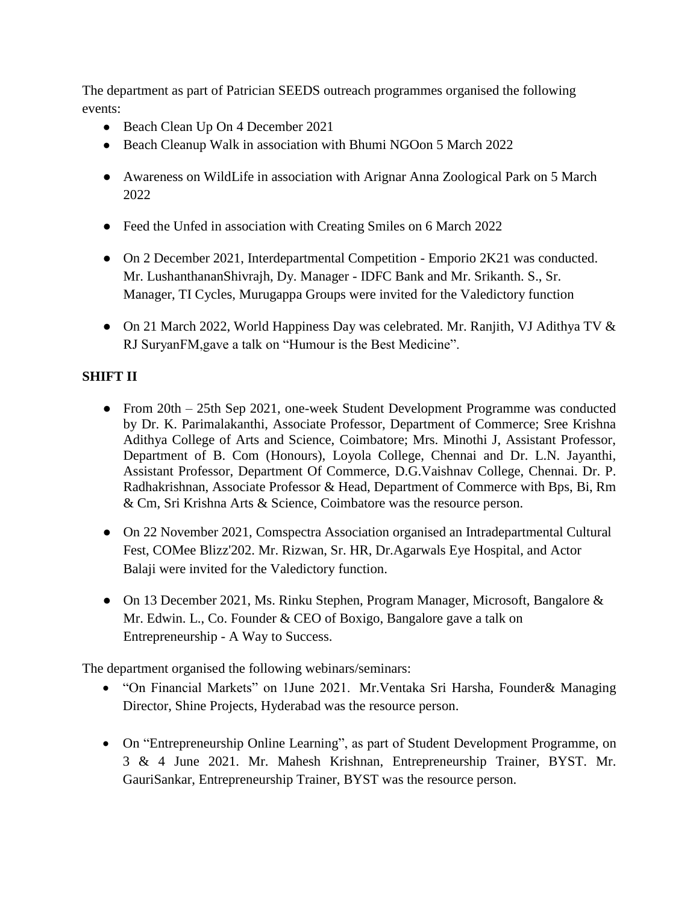The department as part of Patrician SEEDS outreach programmes organised the following events:

- Beach Clean Up On 4 December 2021
- Beach Cleanup Walk in association with Bhumi NGOon 5 March 2022
- Awareness on WildLife in association with Arignar Anna Zoological Park on 5 March 2022
- Feed the Unfed in association with Creating Smiles on 6 March 2022
- On 2 December 2021, Interdepartmental Competition - Emporio 2K21 was conducted. Mr. LushanthananShivrajh, Dy. Manager - IDFC Bank and Mr. Srikanth. S., Sr. Manager, TI Cycles, Murugappa Groups were invited for the Valedictory function
- On 21 March 2022, World Happiness Day was celebrated. Mr. Ranjith, VJ Adithya TV & RJ SuryanFM,gave a talk on "Humour is the Best Medicine".

**SHIFT II**

- From 20th – 25th Sep 2021, one-week Student Development Programme was conducted by Dr. K. Parimalakanthi, Associate Professor, Department of Commerce; Sree Krishna Adithya College of Arts and Science, Coimbatore; Mrs. Minothi J, Assistant Professor, Department of B. Com (Honours), Loyola College, Chennai and Dr. L.N. Jayanthi, Assistant Professor, Department Of Commerce, D.G.Vaishnav College, Chennai. Dr. P. Radhakrishnan, Associate Professor & Head, Department of Commerce with Bps, Bi, Rm & Cm, Sri Krishna Arts & Science, Coimbatore was the resource person.
- On 22 November 2021, Comspectra Association organised an Intradepartmental Cultural Fest, COMee Blizz'202. Mr. Rizwan, Sr. HR, Dr.Agarwals Eye Hospital, and Actor Balaji were invited for the Valedictory function.
- On 13 December 2021, Ms. Rinku Stephen, Program Manager, Microsoft, Bangalore & Mr. Edwin. L., Co. Founder & CEO of Boxigo, Bangalore gave a talk on Entrepreneurship - A Way to Success.

The department organised the following webinars/seminars:

- "On Financial Markets" on 1June 2021. Mr.Ventaka Sri Harsha, Founder& Managing Director, Shine Projects, Hyderabad was the resource person.
- On "Entrepreneurship Online Learning", as part of Student Development Programme, on 3 & 4 June 2021. Mr. Mahesh Krishnan, Entrepreneurship Trainer, BYST. Mr. GauriSankar, Entrepreneurship Trainer, BYST was the resource person.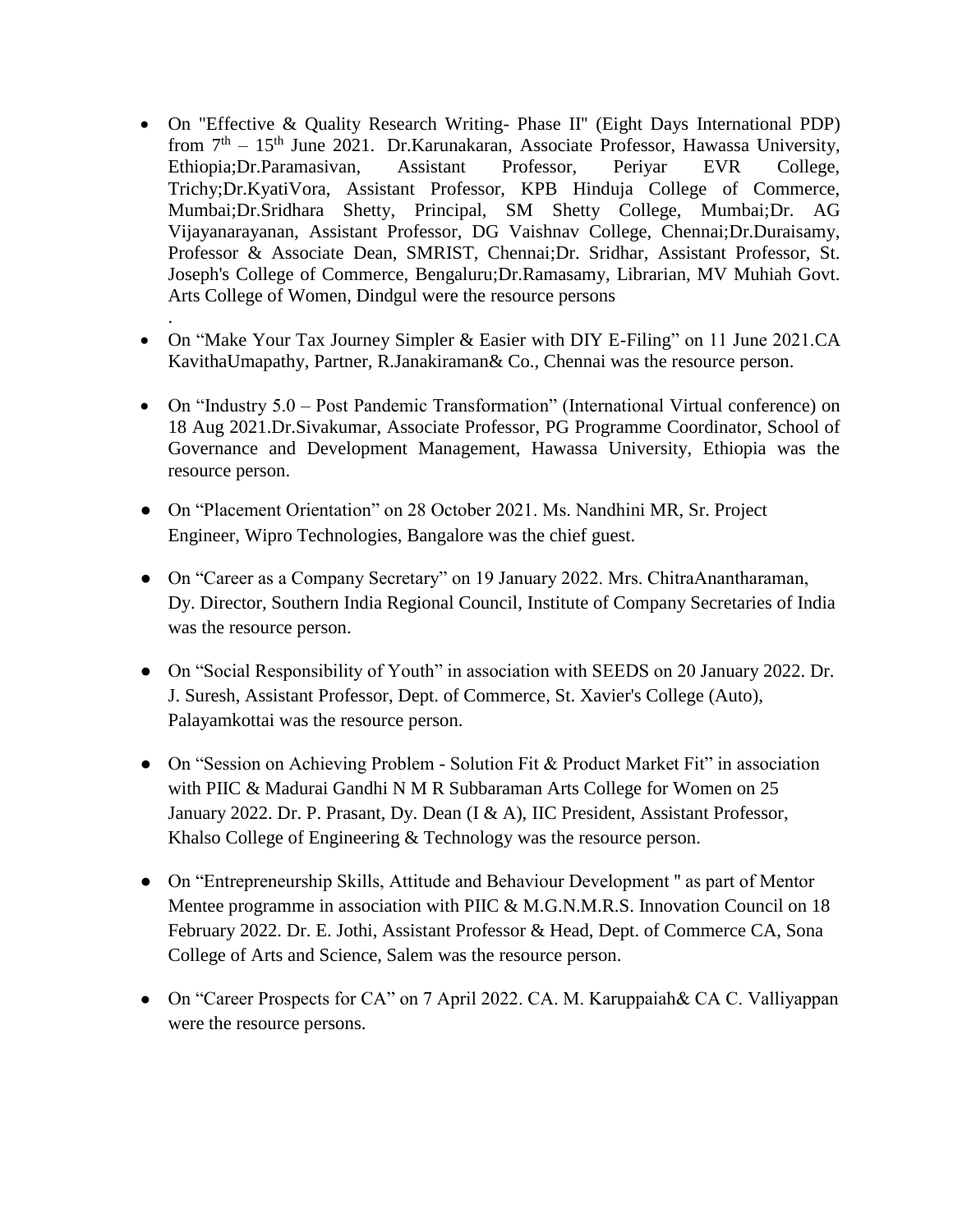- On "Effective & Quality Research Writing- Phase II" (Eight Days International PDP) from 7th – 15th June 2021. Dr.Karunakaran, Associate Professor, Hawassa University, Ethiopia;Dr.Paramasivan, Assistant Professor, Periyar EVR College, Trichy;Dr.KyatiVora, Assistant Professor, KPB Hinduja College of Commerce, Mumbai;Dr.Sridhara Shetty, Principal, SM Shetty College, Mumbai;Dr. AG Vijayanarayanan, Assistant Professor, DG Vaishnav College, Chennai;Dr.Duraisamy, Professor & Associate Dean, SMRIST, Chennai;Dr. Sridhar, Assistant Professor, St. Joseph's College of Commerce, Bengaluru;Dr.Ramasamy, Librarian, MV Muhiah Govt. Arts College of Women, Dindgul were the resource persons
.
- On "Make Your Tax Journey Simpler & Easier with DIY E-Filing" on 11 June 2021.CA KavithaUmapathy, Partner, R.Janakiraman& Co., Chennai was the resource person.
- On "Industry 5.0 – Post Pandemic Transformation" (International Virtual conference) on 18 Aug 2021.Dr.Sivakumar, Associate Professor, PG Programme Coordinator, School of Governance and Development Management, Hawassa University, Ethiopia was the resource person.
- On "Placement Orientation" on 28 October 2021. Ms. Nandhini MR, Sr. Project Engineer, Wipro Technologies, Bangalore was the chief guest.
- On "Career as a Company Secretary" on 19 January 2022. Mrs. ChitraAnantharaman, Dy. Director, Southern India Regional Council, Institute of Company Secretaries of India was the resource person.
- On "Social Responsibility of Youth" in association with SEEDS on 20 January 2022. Dr. J. Suresh, Assistant Professor, Dept. of Commerce, St. Xavier's College (Auto), Palayamkottai was the resource person.
- On "Session on Achieving Problem - Solution Fit & Product Market Fit" in association with PIIC & Madurai Gandhi N M R Subbaraman Arts College for Women on 25 January 2022. Dr. P. Prasant, Dy. Dean (I & A), IIC President, Assistant Professor, Khalso College of Engineering & Technology was the resource person.
- On "Entrepreneurship Skills, Attitude and Behaviour Development " as part of Mentor Mentee programme in association with PIIC & M.G.N.M.R.S. Innovation Council on 18 February 2022. Dr. E. Jothi, Assistant Professor & Head, Dept. of Commerce CA, Sona College of Arts and Science, Salem was the resource person.
- On "Career Prospects for CA" on 7 April 2022. CA. M. Karuppaiah& CA C. Valliyappan were the resource persons.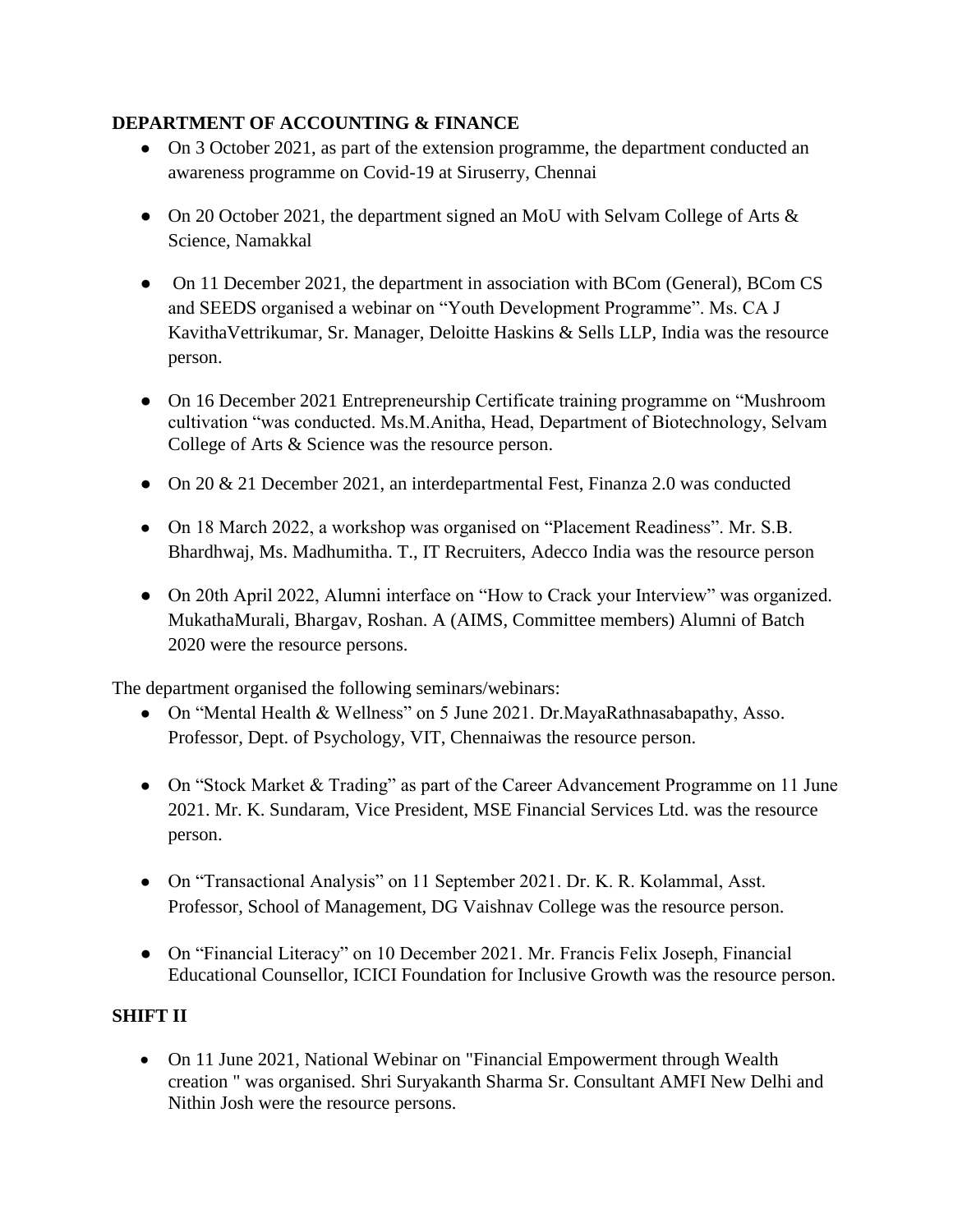**DEPARTMENT OF ACCOUNTING & FINANCE**

- On 3 October 2021, as part of the extension programme, the department conducted an awareness programme on Covid-19 at Siruserry, Chennai
- On 20 October 2021, the department signed an MoU with Selvam College of Arts & Science, Namakkal
- On 11 December 2021, the department in association with BCom (General), BCom CS and SEEDS organised a webinar on "Youth Development Programme". Ms. CA J KavithaVettrikumar, Sr. Manager, Deloitte Haskins & Sells LLP, India was the resource person.
- On 16 December 2021 Entrepreneurship Certificate training programme on "Mushroom cultivation "was conducted. Ms.M.Anitha, Head, Department of Biotechnology, Selvam College of Arts & Science was the resource person.
- On 20 & 21 December 2021, an interdepartmental Fest, Finanza 2.0 was conducted
- On 18 March 2022, a workshop was organised on "Placement Readiness". Mr. S.B. Bhardhwaj, Ms. Madhumitha. T., IT Recruiters, Adecco India was the resource person
- On 20th April 2022, Alumni interface on "How to Crack your Interview" was organized. MukathaMurali, Bhargav, Roshan. A (AIMS, Committee members) Alumni of Batch 2020 were the resource persons.

The department organised the following seminars/webinars:

- On "Mental Health & Wellness" on 5 June 2021. Dr.MayaRathnasabapathy, Asso. Professor, Dept. of Psychology, VIT, Chennaiwas the resource person.
- On "Stock Market & Trading" as part of the Career Advancement Programme on 11 June 2021. Mr. K. Sundaram, Vice President, MSE Financial Services Ltd. was the resource person.
- On "Transactional Analysis" on 11 September 2021. Dr. K. R. Kolammal, Asst. Professor, School of Management, DG Vaishnav College was the resource person.
- On "Financial Literacy" on 10 December 2021. Mr. Francis Felix Joseph, Financial Educational Counsellor, ICICI Foundation for Inclusive Growth was the resource person.

**SHIFT II**

- On 11 June 2021, National Webinar on "Financial Empowerment through Wealth creation " was organised. Shri Suryakanth Sharma Sr. Consultant AMFI New Delhi and Nithin Josh were the resource persons.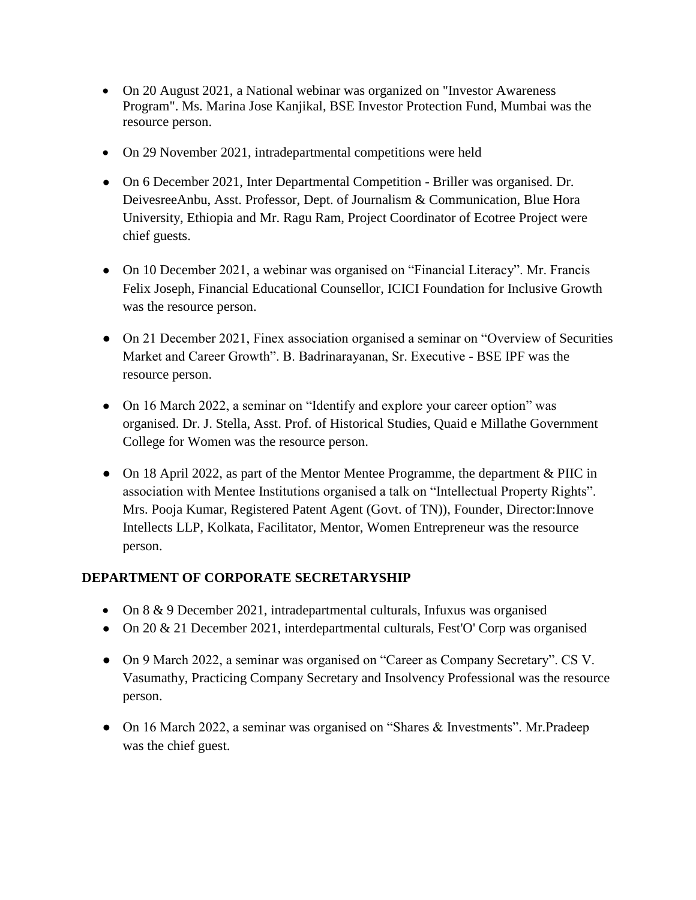- On 20 August 2021, a National webinar was organized on "Investor Awareness Program". Ms. Marina Jose Kanjikal, BSE Investor Protection Fund, Mumbai was the resource person.
- On 29 November 2021, intradepartmental competitions were held
- On 6 December 2021, Inter Departmental Competition - Briller was organised. Dr. DeivesreeAnbu, Asst. Professor, Dept. of Journalism & Communication, Blue Hora University, Ethiopia and Mr. Ragu Ram, Project Coordinator of Ecotree Project were chief guests.
- On 10 December 2021, a webinar was organised on "Financial Literacy". Mr. Francis Felix Joseph, Financial Educational Counsellor, ICICI Foundation for Inclusive Growth was the resource person.
- On 21 December 2021, Finex association organised a seminar on "Overview of Securities Market and Career Growth". B. Badrinarayanan, Sr. Executive - BSE IPF was the resource person.
- On 16 March 2022, a seminar on "Identify and explore your career option" was organised. Dr. J. Stella, Asst. Prof. of Historical Studies, Quaid e Millathe Government College for Women was the resource person.
- On 18 April 2022, as part of the Mentor Mentee Programme, the department & PIIC in association with Mentee Institutions organised a talk on "Intellectual Property Rights". Mrs. Pooja Kumar, Registered Patent Agent (Govt. of TN)), Founder, Director:Innove Intellects LLP, Kolkata, Facilitator, Mentor, Women Entrepreneur was the resource person.

**DEPARTMENT OF CORPORATE SECRETARYSHIP**

- On 8 & 9 December 2021, intradepartmental culturals, Infuxus was organised
- On 20 & 21 December 2021, interdepartmental culturals, Fest'O' Corp was organised
- On 9 March 2022, a seminar was organised on "Career as Company Secretary". CS V. Vasumathy, Practicing Company Secretary and Insolvency Professional was the resource person.
- On 16 March 2022, a seminar was organised on "Shares & Investments". Mr.Pradeep was the chief guest.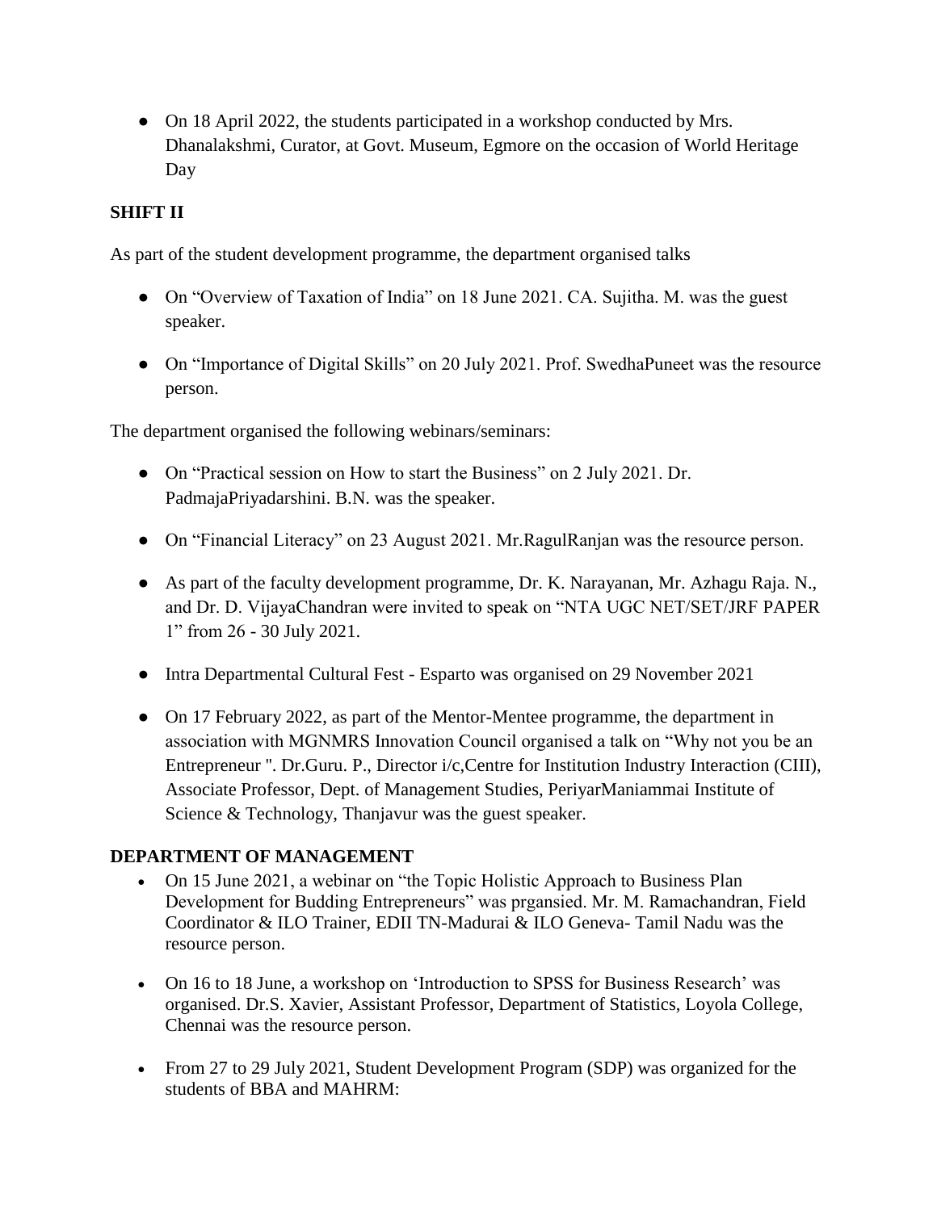- On 18 April 2022, the students participated in a workshop conducted by Mrs. Dhanalakshmi, Curator, at Govt. Museum, Egmore on the occasion of World Heritage Day

**SHIFT II**

As part of the student development programme, the department organised talks

- On "Overview of Taxation of India" on 18 June 2021. CA. Sujitha. M. was the guest speaker.
- On "Importance of Digital Skills" on 20 July 2021. Prof. SwedhaPuneet was the resource person.

The department organised the following webinars/seminars:

- On "Practical session on How to start the Business" on 2 July 2021. Dr. PadmajaPriyadarshini. B.N. was the speaker.
- On "Financial Literacy" on 23 August 2021. Mr.RagulRanjan was the resource person.
- As part of the faculty development programme, Dr. K. Narayanan, Mr. Azhagu Raja. N., and Dr. D. VijayaChandran were invited to speak on "NTA UGC NET/SET/JRF PAPER 1" from 26 - 30 July 2021.
- Intra Departmental Cultural Fest - Esparto was organised on 29 November 2021
- On 17 February 2022, as part of the Mentor-Mentee programme, the department in association with MGNMRS Innovation Council organised a talk on "Why not you be an Entrepreneur ". Dr.Guru. P., Director i/c,Centre for Institution Industry Interaction (CIII), Associate Professor, Dept. of Management Studies, PeriyarManiammai Institute of Science & Technology, Thanjavur was the guest speaker.

**DEPARTMENT OF MANAGEMENT**

- On 15 June 2021, a webinar on "the Topic Holistic Approach to Business Plan Development for Budding Entrepreneurs" was prgansied. Mr. M. Ramachandran, Field Coordinator & ILO Trainer, EDII TN-Madurai & ILO Geneva- Tamil Nadu was the resource person.
- On 16 to 18 June, a workshop on 'Introduction to SPSS for Business Research' was organised. Dr.S. Xavier, Assistant Professor, Department of Statistics, Loyola College, Chennai was the resource person.
- From 27 to 29 July 2021, Student Development Program (SDP) was organized for the students of BBA and MAHRM: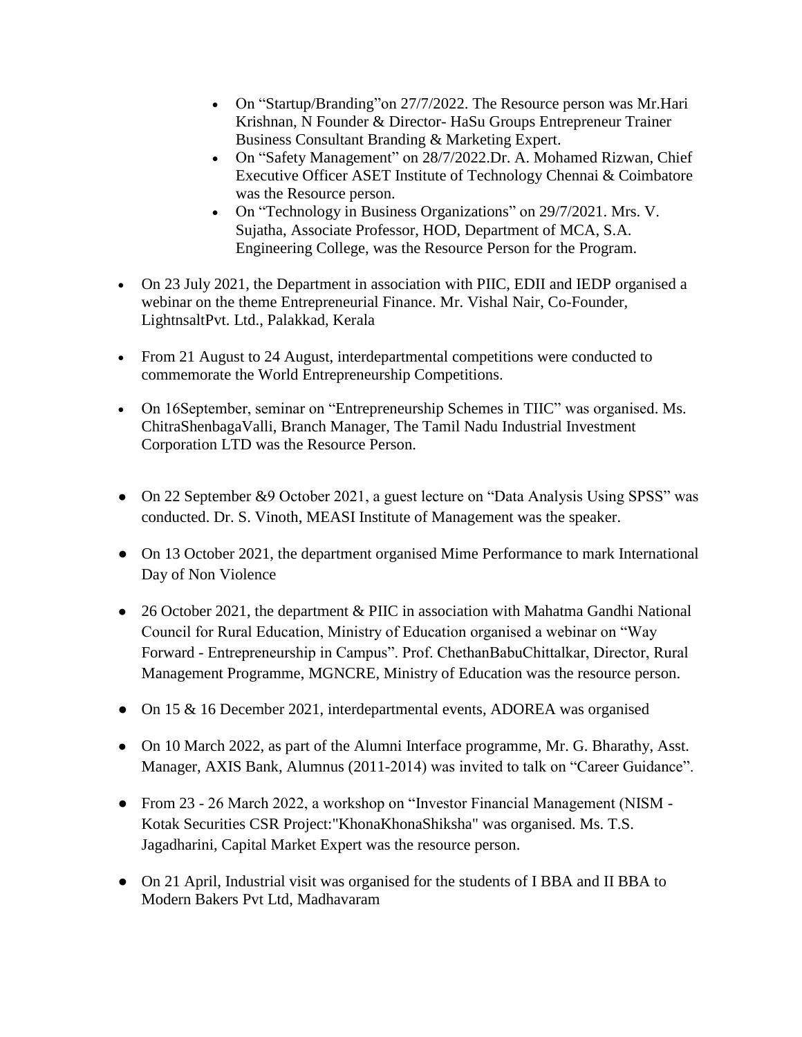- On “Startup/Branding”on 27/7/2022. The Resource person was Mr.Hari Krishnan, N Founder & Director- HaSu Groups Entrepreneur Trainer Business Consultant Branding & Marketing Expert.
  - On “Safety Management” on 28/7/2022.Dr. A. Mohamed Rizwan, Chief Executive Officer ASET Institute of Technology Chennai & Coimbatore was the Resource person.
  - On “Technology in Business Organizations” on 29/7/2021. Mrs. V. Sujatha, Associate Professor, HOD, Department of MCA, S.A. Engineering College, was the Resource Person for the Program.

- On 23 July 2021, the Department in association with PIIC, EDII and IEDP organised a webinar on the theme Entrepreneurial Finance. Mr. Vishal Nair, Co-Founder, LightnsaltPvt. Ltd., Palakkad, Kerala

- From 21 August to 24 August, interdepartmental competitions were conducted to commemorate the World Entrepreneurship Competitions.

- On 16September, seminar on “Entrepreneurship Schemes in TIIC” was organised. Ms. ChitraShenbagaValli, Branch Manager, The Tamil Nadu Industrial Investment Corporation LTD was the Resource Person.

- On 22 September &9 October 2021, a guest lecture on “Data Analysis Using SPSS” was conducted. Dr. S. Vinoth, MEASI Institute of Management was the speaker.

- On 13 October 2021, the department organised Mime Performance to mark International Day of Non Violence

- 26 October 2021, the department & PIIC in association with Mahatma Gandhi National Council for Rural Education, Ministry of Education organised a webinar on “Way Forward - Entrepreneurship in Campus”. Prof. ChethanBabuChittalkar, Director, Rural Management Programme, MGNCRE, Ministry of Education was the resource person.

- On 15 & 16 December 2021, interdepartmental events, ADOREA was organised

- On 10 March 2022, as part of the Alumni Interface programme, Mr. G. Bharathy, Asst. Manager, AXIS Bank, Alumnus (2011-2014) was invited to talk on “Career Guidance”.

- From 23 - 26 March 2022, a workshop on “Investor Financial Management (NISM - Kotak Securities CSR Project:"KhonaKhonaShiksha" was organised. Ms. T.S. Jagadharini, Capital Market Expert was the resource person.

- On 21 April, Industrial visit was organised for the students of I BBA and II BBA to Modern Bakers Pvt Ltd, Madhavaram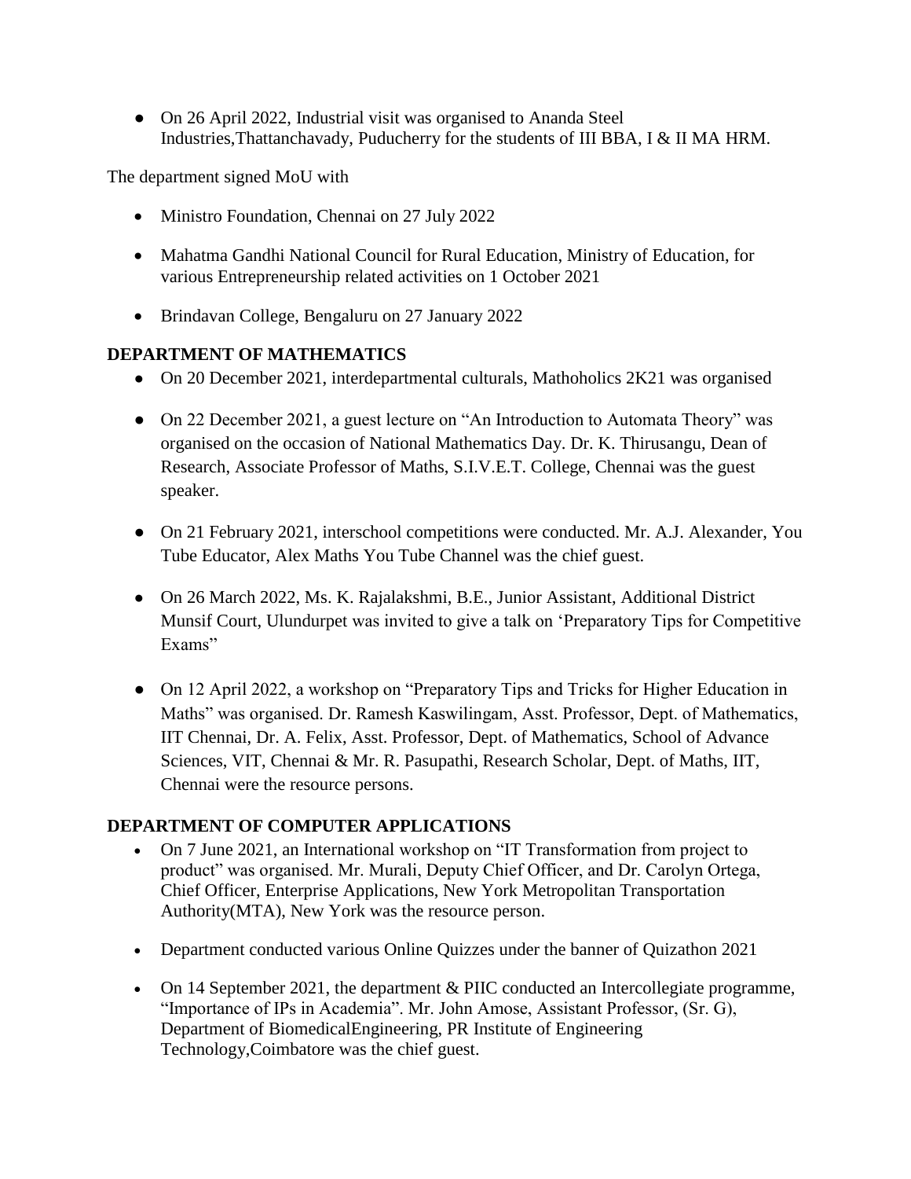- On 26 April 2022, Industrial visit was organised to Ananda Steel Industries,Thattanchavady, Puducherry for the students of III BBA, I & II MA HRM.

The department signed MoU with

- Ministro Foundation, Chennai on 27 July 2022
- Mahatma Gandhi National Council for Rural Education, Ministry of Education, for various Entrepreneurship related activities on 1 October 2021
- Brindavan College, Bengaluru on 27 January 2022

## DEPARTMENT OF MATHEMATICS

- On 20 December 2021, interdepartmental culturals, Mathoholics 2K21 was organised
- On 22 December 2021, a guest lecture on "An Introduction to Automata Theory" was organised on the occasion of National Mathematics Day. Dr. K. Thirusangu, Dean of Research, Associate Professor of Maths, S.I.V.E.T. College, Chennai was the guest speaker.
- On 21 February 2021, interschool competitions were conducted. Mr. A.J. Alexander, You Tube Educator, Alex Maths You Tube Channel was the chief guest.
- On 26 March 2022, Ms. K. Rajalakshmi, B.E., Junior Assistant, Additional District Munsif Court, Ulundurpet was invited to give a talk on 'Preparatory Tips for Competitive Exams"
- On 12 April 2022, a workshop on "Preparatory Tips and Tricks for Higher Education in Maths" was organised. Dr. Ramesh Kaswilingam, Asst. Professor, Dept. of Mathematics, IIT Chennai, Dr. A. Felix, Asst. Professor, Dept. of Mathematics, School of Advance Sciences, VIT, Chennai & Mr. R. Pasupathi, Research Scholar, Dept. of Maths, IIT, Chennai were the resource persons.

## DEPARTMENT OF COMPUTER APPLICATIONS

- On 7 June 2021, an International workshop on "IT Transformation from project to product" was organised. Mr. Murali, Deputy Chief Officer, and Dr. Carolyn Ortega, Chief Officer, Enterprise Applications, New York Metropolitan Transportation Authority(MTA), New York was the resource person.
- Department conducted various Online Quizzes under the banner of Quizathon 2021
- On 14 September 2021, the department & PIIC conducted an Intercollegiate programme, "Importance of IPs in Academia". Mr. John Amose, Assistant Professor, (Sr. G), Department of BiomedicalEngineering, PR Institute of Engineering Technology,Coimbatore was the chief guest.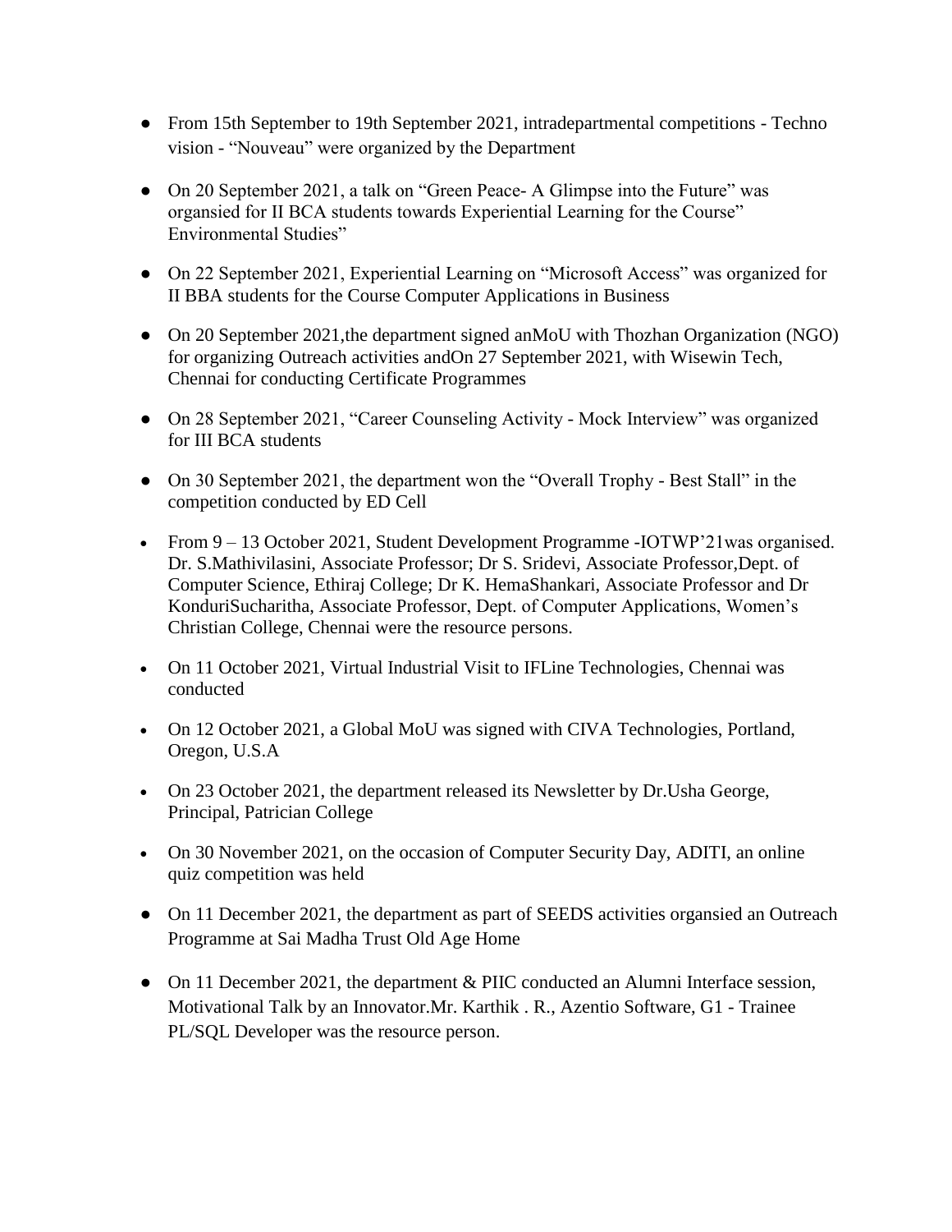- From 15th September to 19th September 2021, intradepartmental competitions - Techno vision - "Nouveau" were organized by the Department
- On 20 September 2021, a talk on "Green Peace- A Glimpse into the Future" was organsied for II BCA students towards Experiential Learning for the Course" Environmental Studies"
- On 22 September 2021, Experiential Learning on "Microsoft Access" was organized for II BBA students for the Course Computer Applications in Business
- On 20 September 2021,the department signed anMoU with Thozhan Organization (NGO) for organizing Outreach activities andOn 27 September 2021, with Wisewin Tech, Chennai for conducting Certificate Programmes
- On 28 September 2021, "Career Counseling Activity - Mock Interview" was organized for III BCA students
- On 30 September 2021, the department won the "Overall Trophy - Best Stall" in the competition conducted by ED Cell
- From 9 – 13 October 2021, Student Development Programme -IOTWP'21was organised. Dr. S.Mathivilasini, Associate Professor; Dr S. Sridevi, Associate Professor,Dept. of Computer Science, Ethiraj College; Dr K. HemaShankari, Associate Professor and Dr KonduriSucharitha, Associate Professor, Dept. of Computer Applications, Women's Christian College, Chennai were the resource persons.
- On 11 October 2021, Virtual Industrial Visit to IFLine Technologies, Chennai was conducted
- On 12 October 2021, a Global MoU was signed with CIVA Technologies, Portland, Oregon, U.S.A
- On 23 October 2021, the department released its Newsletter by Dr.Usha George, Principal, Patrician College
- On 30 November 2021, on the occasion of Computer Security Day, ADITI, an online quiz competition was held
- On 11 December 2021, the department as part of SEEDS activities organsied an Outreach Programme at Sai Madha Trust Old Age Home
- On 11 December 2021, the department & PIIC conducted an Alumni Interface session, Motivational Talk by an Innovator.Mr. Karthik . R., Azentio Software, G1 - Trainee PL/SQL Developer was the resource person.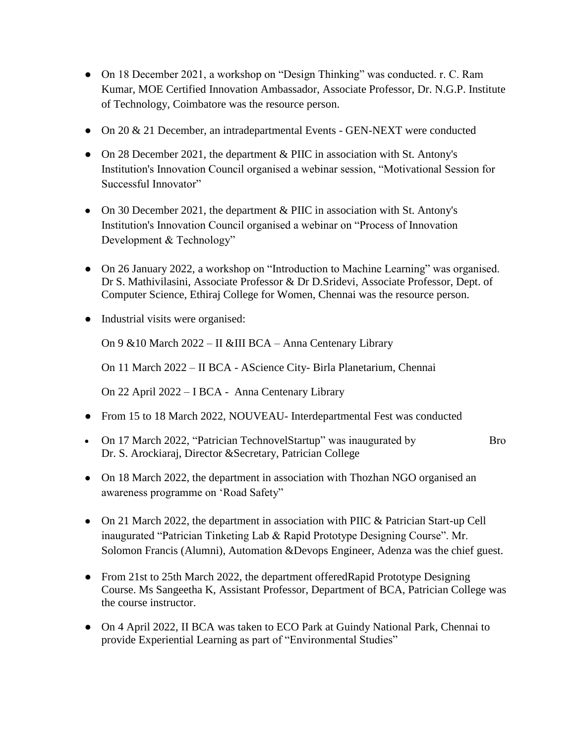- On 18 December 2021, a workshop on "Design Thinking" was conducted. r. C. Ram Kumar, MOE Certified Innovation Ambassador, Associate Professor, Dr. N.G.P. Institute of Technology, Coimbatore was the resource person.

- On 20 & 21 December, an intradepartmental Events - GEN-NEXT were conducted

- On 28 December 2021, the department & PIIC in association with St. Antony's Institution's Innovation Council organised a webinar session, "Motivational Session for Successful Innovator"

- On 30 December 2021, the department & PIIC in association with St. Antony's Institution's Innovation Council organised a webinar on "Process of Innovation Development & Technology"

- On 26 January 2022, a workshop on "Introduction to Machine Learning" was organised. Dr S. Mathivilasini, Associate Professor & Dr D.Sridevi, Associate Professor, Dept. of Computer Science, Ethiraj College for Women, Chennai was the resource person.

- Industrial visits were organised:

  On 9 &10 March 2022 – II &III BCA – Anna Centenary Library

  On 11 March 2022 – II BCA - AScience City- Birla Planetarium, Chennai

  On 22 April 2022 – I BCA - Anna Centenary Library

- From 15 to 18 March 2022, NOUVEAU- Interdepartmental Fest was conducted

- On 17 March 2022, "Patrician TechnovelStartup" was inaugurated by Bro Dr. S. Arockiaraj, Director &Secretary, Patrician College

- On 18 March 2022, the department in association with Thozhan NGO organised an awareness programme on 'Road Safety"

- On 21 March 2022, the department in association with PIIC & Patrician Start-up Cell inaugurated "Patrician Tinketing Lab & Rapid Prototype Designing Course". Mr. Solomon Francis (Alumni), Automation &Devops Engineer, Adenza was the chief guest.

- From 21st to 25th March 2022, the department offeredRapid Prototype Designing Course. Ms Sangeetha K, Assistant Professor, Department of BCA, Patrician College was the course instructor.

- On 4 April 2022, II BCA was taken to ECO Park at Guindy National Park, Chennai to provide Experiential Learning as part of "Environmental Studies"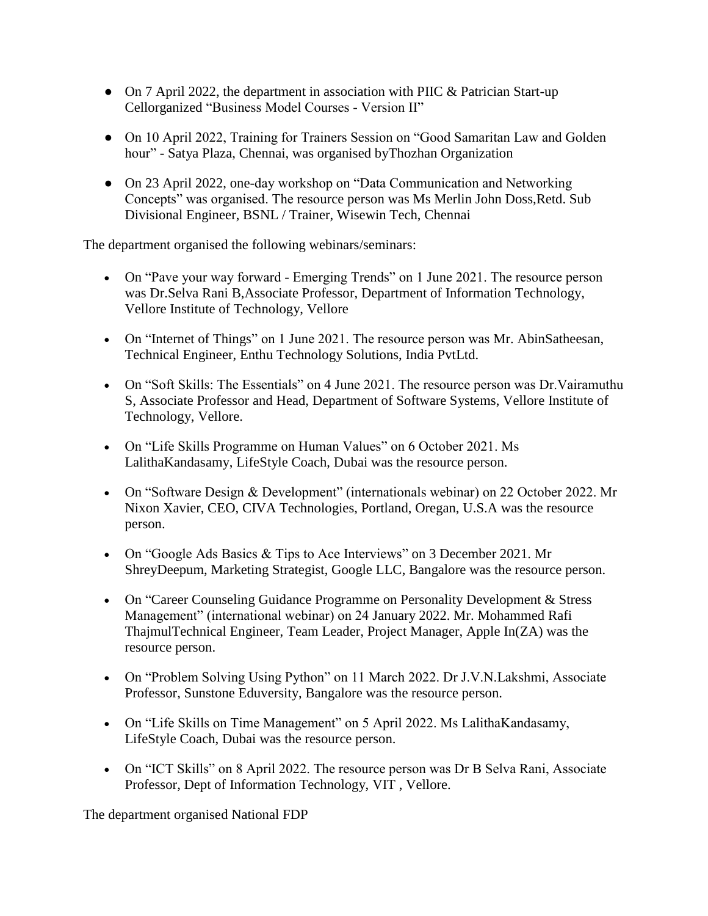- On 7 April 2022, the department in association with PIIC & Patrician Start-up Cellorganized “Business Model Courses - Version II”
- On 10 April 2022, Training for Trainers Session on “Good Samaritan Law and Golden hour” - Satya Plaza, Chennai, was organised byThozhan Organization
- On 23 April 2022, one-day workshop on “Data Communication and Networking Concepts” was organised. The resource person was Ms Merlin John Doss,Retd. Sub Divisional Engineer, BSNL / Trainer, Wisewin Tech, Chennai

The department organised the following webinars/seminars:

- On “Pave your way forward - Emerging Trends” on 1 June 2021. The resource person was Dr.Selva Rani B,Associate Professor, Department of Information Technology, Vellore Institute of Technology, Vellore
- On “Internet of Things” on 1 June 2021. The resource person was Mr. AbinSatheesan, Technical Engineer, Enthu Technology Solutions, India PvtLtd.
- On “Soft Skills: The Essentials” on 4 June 2021. The resource person was Dr.Vairamuthu S, Associate Professor and Head, Department of Software Systems, Vellore Institute of Technology, Vellore.
- On “Life Skills Programme on Human Values” on 6 October 2021. Ms LalithaKandasamy, LifeStyle Coach, Dubai was the resource person.
- On “Software Design & Development” (internationals webinar) on 22 October 2022. Mr Nixon Xavier, CEO, CIVA Technologies, Portland, Oregan, U.S.A was the resource person.
- On “Google Ads Basics & Tips to Ace Interviews” on 3 December 2021. Mr ShreyDeepum, Marketing Strategist, Google LLC, Bangalore was the resource person.
- On “Career Counseling Guidance Programme on Personality Development & Stress Management” (international webinar) on 24 January 2022. Mr. Mohammed Rafi ThajmulTechnical Engineer, Team Leader, Project Manager, Apple In(ZA) was the resource person.
- On “Problem Solving Using Python” on 11 March 2022. Dr J.V.N.Lakshmi, Associate Professor, Sunstone Eduversity, Bangalore was the resource person.
- On “Life Skills on Time Management” on 5 April 2022. Ms LalithaKandasamy, LifeStyle Coach, Dubai was the resource person.
- On “ICT Skills” on 8 April 2022. The resource person was Dr B Selva Rani, Associate Professor, Dept of Information Technology, VIT , Vellore.

The department organised National FDP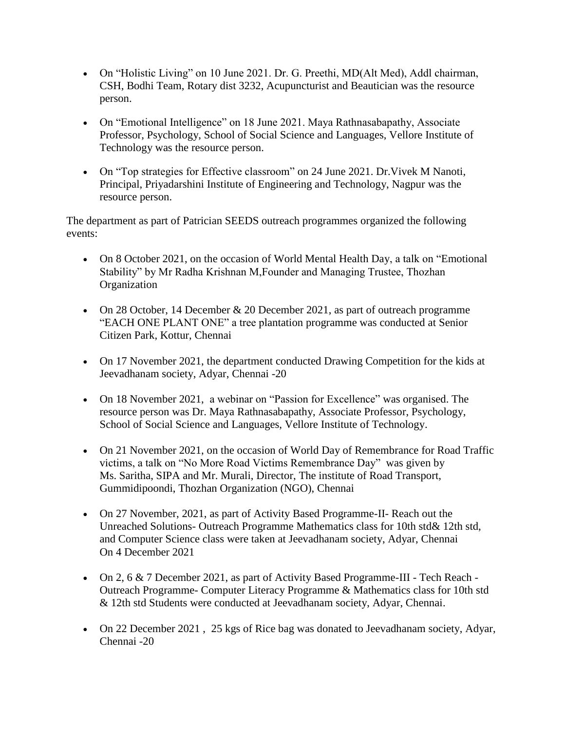- On "Holistic Living" on 10 June 2021. Dr. G. Preethi, MD(Alt Med), Addl chairman, CSH, Bodhi Team, Rotary dist 3232, Acupuncturist and Beautician was the resource person.

- On "Emotional Intelligence" on 18 June 2021. Maya Rathnasabapathy, Associate Professor, Psychology, School of Social Science and Languages, Vellore Institute of Technology was the resource person.

- On "Top strategies for Effective classroom" on 24 June 2021. Dr.Vivek M Nanoti, Principal, Priyadarshini Institute of Engineering and Technology, Nagpur was the resource person.

The department as part of Patrician SEEDS outreach programmes organized the following events:

- On 8 October 2021, on the occasion of World Mental Health Day, a talk on "Emotional Stability" by Mr Radha Krishnan M,Founder and Managing Trustee, Thozhan Organization

- On 28 October, 14 December & 20 December 2021, as part of outreach programme "EACH ONE PLANT ONE" a tree plantation programme was conducted at Senior Citizen Park, Kottur, Chennai

- On 17 November 2021, the department conducted Drawing Competition for the kids at Jeevadhanam society, Adyar, Chennai -20

- On 18 November 2021, a webinar on "Passion for Excellence" was organised. The resource person was Dr. Maya Rathnasabapathy, Associate Professor, Psychology, School of Social Science and Languages, Vellore Institute of Technology.

- On 21 November 2021, on the occasion of World Day of Remembrance for Road Traffic victims, a talk on "No More Road Victims Remembrance Day" was given by Ms. Saritha, SIPA and Mr. Murali, Director, The institute of Road Transport, Gummidipoondi, Thozhan Organization (NGO), Chennai

- On 27 November, 2021, as part of Activity Based Programme-II- Reach out the Unreached Solutions- Outreach Programme Mathematics class for 10th std& 12th std, and Computer Science class were taken at Jeevadhanam society, Adyar, Chennai On 4 December 2021

- On 2, 6 & 7 December 2021, as part of Activity Based Programme-III - Tech Reach - Outreach Programme- Computer Literacy Programme & Mathematics class for 10th std & 12th std Students were conducted at Jeevadhanam society, Adyar, Chennai.

- On 22 December 2021 , 25 kgs of Rice bag was donated to Jeevadhanam society, Adyar, Chennai -20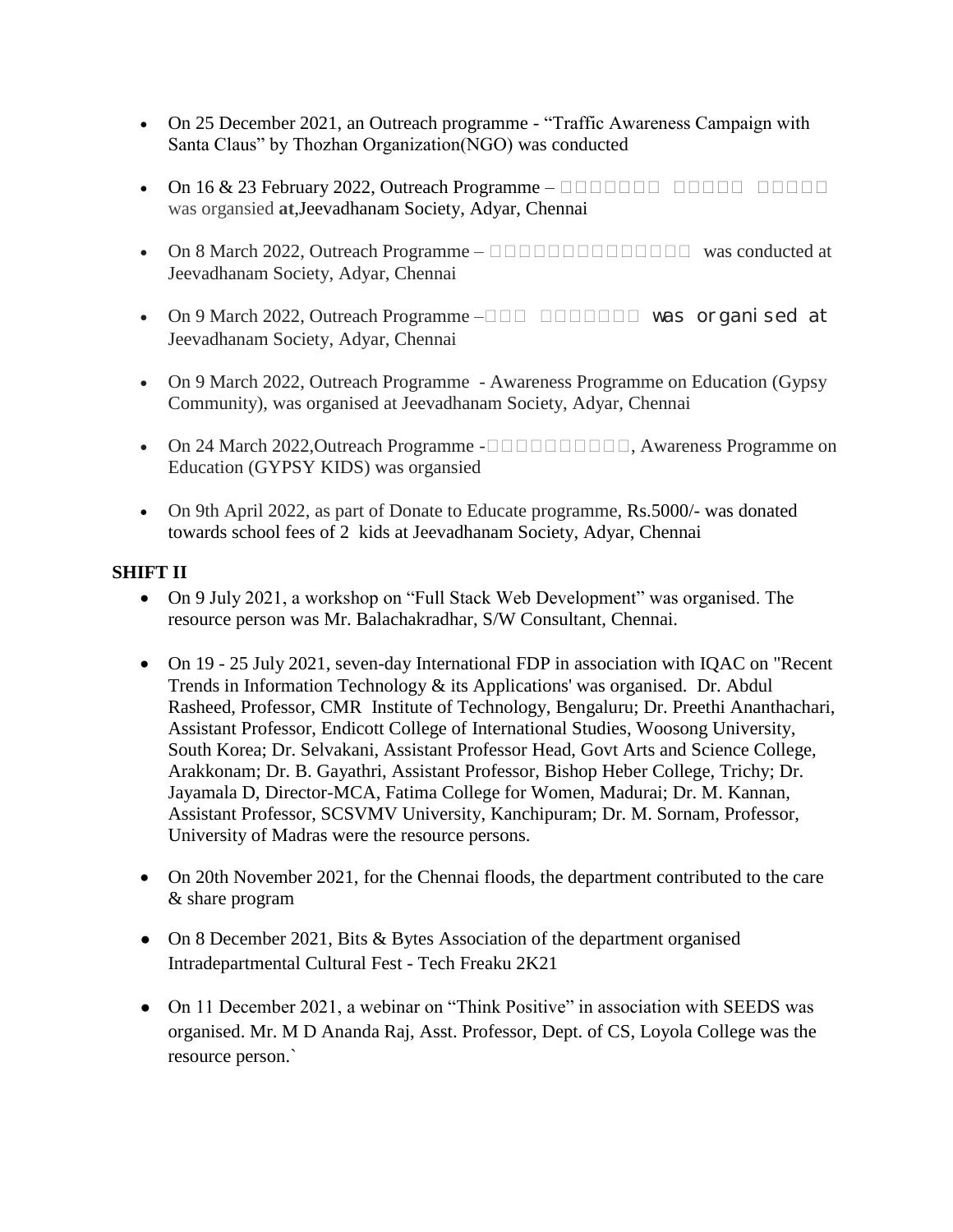- On 25 December 2021, an Outreach programme - "Traffic Awareness Campaign with Santa Claus" by Thozhan Organization(NGO) was conducted

- On 16 & 23 February 2022, Outreach Programme – □□□□□□□ □□□□□ □□□□□ was organsied **at**,Jeevadhanam Society, Adyar, Chennai

- On 8 March 2022, Outreach Programme – □□□□□□□□□□□□□□ was conducted at Jeevadhanam Society, Adyar, Chennai

- On 9 March 2022, Outreach Programme –□□□ □□□□□□□ was organised at Jeevadhanam Society, Adyar, Chennai

- On 9 March 2022, Outreach Programme - Awareness Programme on Education (Gypsy Community), was organised at Jeevadhanam Society, Adyar, Chennai

- On 24 March 2022,Outreach Programme -□□□□□□□□□□, Awareness Programme on Education (GYPSY KIDS) was organsied

- On 9th April 2022, as part of Donate to Educate programme, Rs.5000/- was donated towards school fees of 2 kids at Jeevadhanam Society, Adyar, Chennai

**SHIFT II**

- On 9 July 2021, a workshop on "Full Stack Web Development" was organised. The resource person was Mr. Balachakradhar, S/W Consultant, Chennai.

- On 19 - 25 July 2021, seven-day International FDP in association with IQAC on "Recent Trends in Information Technology & its Applications' was organised. Dr. Abdul Rasheed, Professor, CMR Institute of Technology, Bengaluru; Dr. Preethi Ananthachari, Assistant Professor, Endicott College of International Studies, Woosong University, South Korea; Dr. Selvakani, Assistant Professor Head, Govt Arts and Science College, Arakkonam; Dr. B. Gayathri, Assistant Professor, Bishop Heber College, Trichy; Dr. Jayamala D, Director-MCA, Fatima College for Women, Madurai; Dr. M. Kannan, Assistant Professor, SCSVMV University, Kanchipuram; Dr. M. Sornam, Professor, University of Madras were the resource persons.

- On 20th November 2021, for the Chennai floods, the department contributed to the care & share program

- On 8 December 2021, Bits & Bytes Association of the department organised Intradepartmental Cultural Fest - Tech Freaku 2K21

- On 11 December 2021, a webinar on "Think Positive" in association with SEEDS was organised. Mr. M D Ananda Raj, Asst. Professor, Dept. of CS, Loyola College was the resource person.`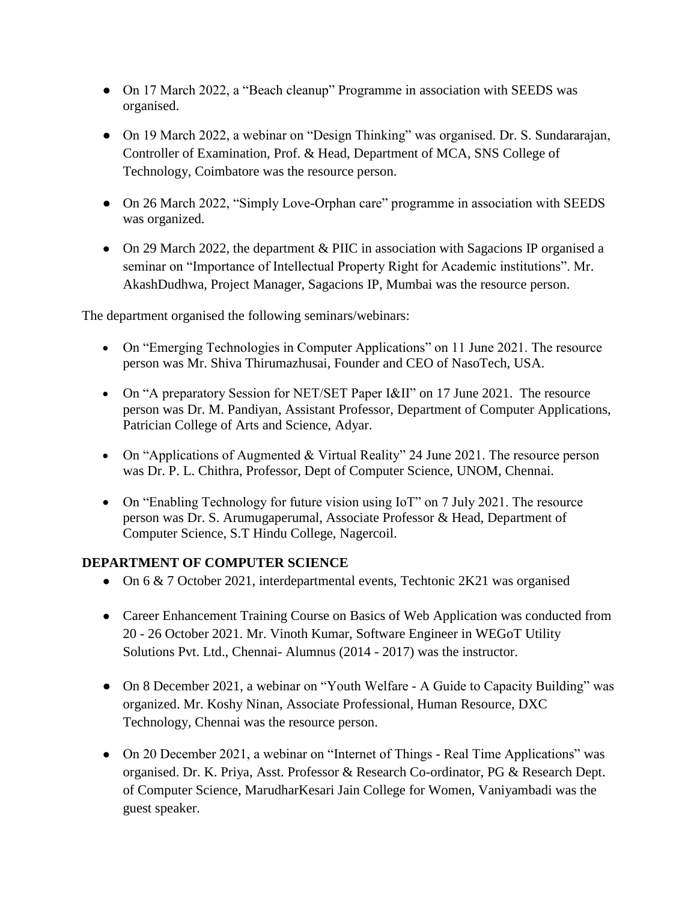- On 17 March 2022, a "Beach cleanup" Programme in association with SEEDS was organised.

- On 19 March 2022, a webinar on "Design Thinking" was organised. Dr. S. Sundararajan, Controller of Examination, Prof. & Head, Department of MCA, SNS College of Technology, Coimbatore was the resource person.

- On 26 March 2022, "Simply Love-Orphan care" programme in association with SEEDS was organized.

- On 29 March 2022, the department & PIIC in association with Sagacions IP organised a seminar on "Importance of Intellectual Property Right for Academic institutions". Mr. AkashDudhwa, Project Manager, Sagacions IP, Mumbai was the resource person.

The department organised the following seminars/webinars:

- On "Emerging Technologies in Computer Applications" on 11 June 2021. The resource person was Mr. Shiva Thirumazhusai, Founder and CEO of NasoTech, USA.

- On "A preparatory Session for NET/SET Paper I&II" on 17 June 2021. The resource person was Dr. M. Pandiyan, Assistant Professor, Department of Computer Applications, Patrician College of Arts and Science, Adyar.

- On "Applications of Augmented & Virtual Reality" 24 June 2021. The resource person was Dr. P. L. Chithra, Professor, Dept of Computer Science, UNOM, Chennai.

- On "Enabling Technology for future vision using IoT" on 7 July 2021. The resource person was Dr. S. Arumugaperumal, Associate Professor & Head, Department of Computer Science, S.T Hindu College, Nagercoil.

**DEPARTMENT OF COMPUTER SCIENCE**

- On 6 & 7 October 2021, interdepartmental events, Techtonic 2K21 was organised

- Career Enhancement Training Course on Basics of Web Application was conducted from 20 - 26 October 2021. Mr. Vinoth Kumar, Software Engineer in WEGoT Utility Solutions Pvt. Ltd., Chennai- Alumnus (2014 - 2017) was the instructor.

- On 8 December 2021, a webinar on "Youth Welfare - A Guide to Capacity Building" was organized. Mr. Koshy Ninan, Associate Professional, Human Resource, DXC Technology, Chennai was the resource person.

- On 20 December 2021, a webinar on "Internet of Things - Real Time Applications" was organised. Dr. K. Priya, Asst. Professor & Research Co-ordinator, PG & Research Dept. of Computer Science, MarudharKesari Jain College for Women, Vaniyambadi was the guest speaker.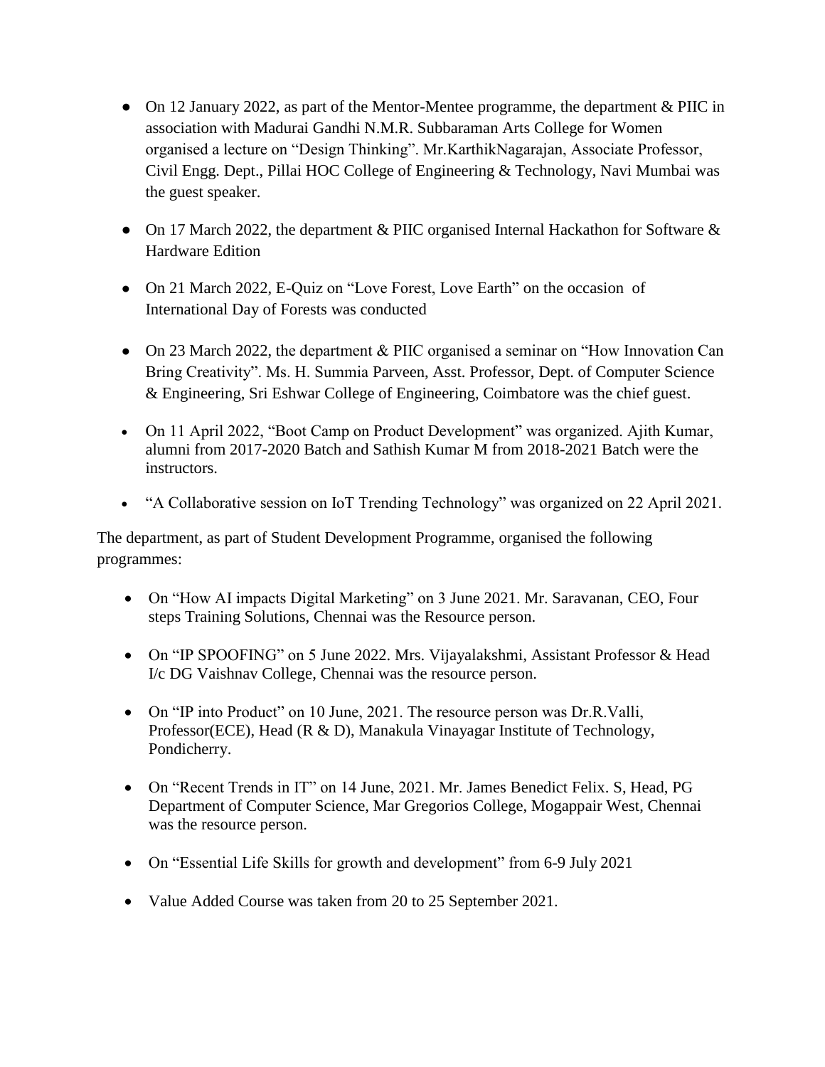- On 12 January 2022, as part of the Mentor-Mentee programme, the department & PIIC in association with Madurai Gandhi N.M.R. Subbaraman Arts College for Women organised a lecture on "Design Thinking". Mr.KarthikNagarajan, Associate Professor, Civil Engg. Dept., Pillai HOC College of Engineering & Technology, Navi Mumbai was the guest speaker.

- On 17 March 2022, the department & PIIC organised Internal Hackathon for Software & Hardware Edition

- On 21 March 2022, E-Quiz on "Love Forest, Love Earth" on the occasion of International Day of Forests was conducted

- On 23 March 2022, the department & PIIC organised a seminar on "How Innovation Can Bring Creativity". Ms. H. Summia Parveen, Asst. Professor, Dept. of Computer Science & Engineering, Sri Eshwar College of Engineering, Coimbatore was the chief guest.

- On 11 April 2022, "Boot Camp on Product Development" was organized. Ajith Kumar, alumni from 2017-2020 Batch and Sathish Kumar M from 2018-2021 Batch were the instructors.

- "A Collaborative session on IoT Trending Technology" was organized on 22 April 2021.

The department, as part of Student Development Programme, organised the following programmes:

- On "How AI impacts Digital Marketing" on 3 June 2021. Mr. Saravanan, CEO, Four steps Training Solutions, Chennai was the Resource person.

- On "IP SPOOFING" on 5 June 2022. Mrs. Vijayalakshmi, Assistant Professor & Head I/c DG Vaishnav College, Chennai was the resource person.

- On "IP into Product" on 10 June, 2021. The resource person was Dr.R.Valli, Professor(ECE), Head (R & D), Manakula Vinayagar Institute of Technology, Pondicherry.

- On "Recent Trends in IT" on 14 June, 2021. Mr. James Benedict Felix. S, Head, PG Department of Computer Science, Mar Gregorios College, Mogappair West, Chennai was the resource person.

- On "Essential Life Skills for growth and development" from 6-9 July 2021

- Value Added Course was taken from 20 to 25 September 2021.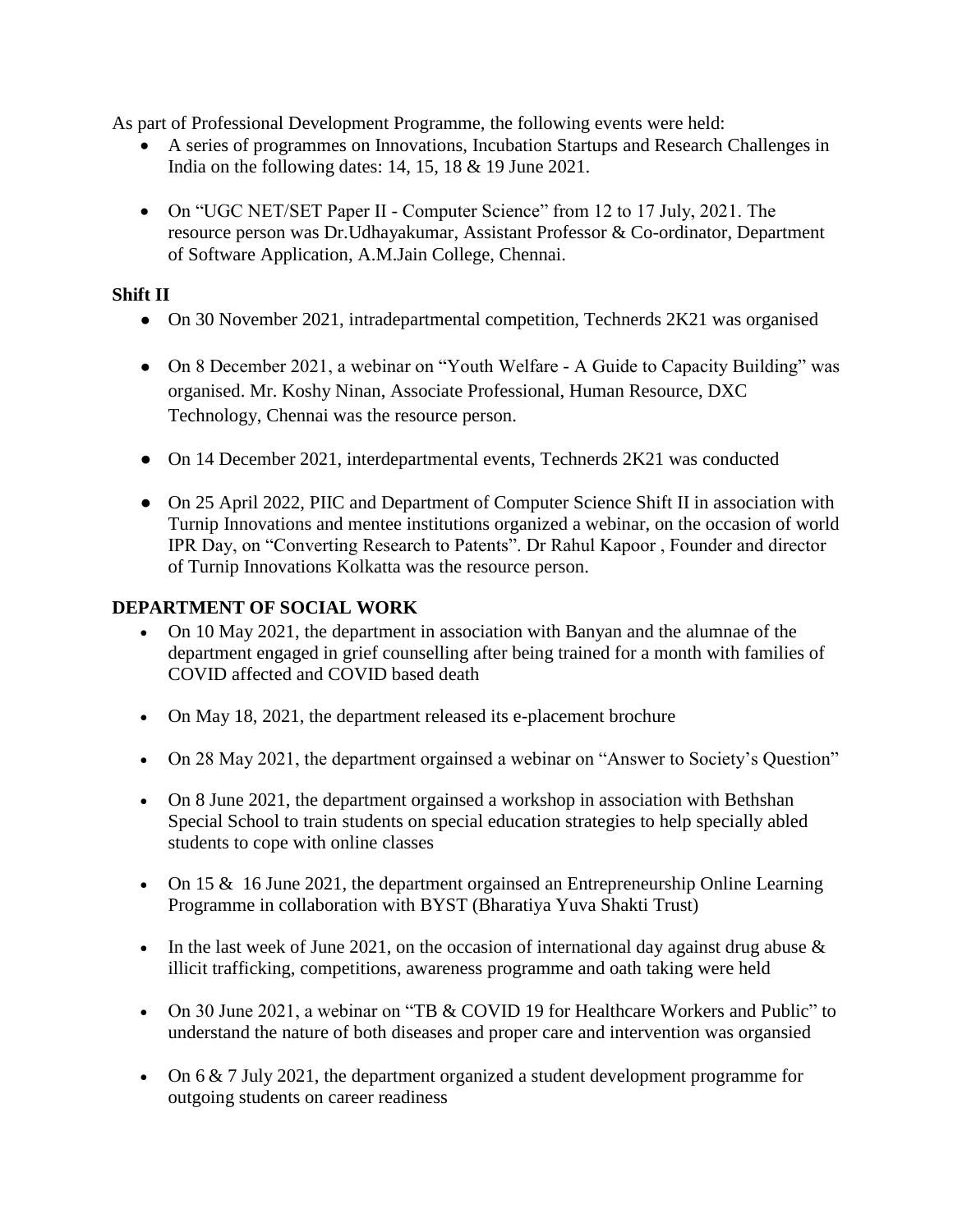As part of Professional Development Programme, the following events were held:

- A series of programmes on Innovations, Incubation Startups and Research Challenges in India on the following dates: 14, 15, 18 & 19 June 2021.
- On "UGC NET/SET Paper II - Computer Science" from 12 to 17 July, 2021. The resource person was Dr.Udhayakumar, Assistant Professor & Co-ordinator, Department of Software Application, A.M.Jain College, Chennai.

**Shift II**

- On 30 November 2021, intradepartmental competition, Technerds 2K21 was organised
- On 8 December 2021, a webinar on "Youth Welfare - A Guide to Capacity Building" was organised. Mr. Koshy Ninan, Associate Professional, Human Resource, DXC Technology, Chennai was the resource person.
- On 14 December 2021, interdepartmental events, Technerds 2K21 was conducted
- On 25 April 2022, PIIC and Department of Computer Science Shift II in association with Turnip Innovations and mentee institutions organized a webinar, on the occasion of world IPR Day, on "Converting Research to Patents". Dr Rahul Kapoor , Founder and director of Turnip Innovations Kolkatta was the resource person.

**DEPARTMENT OF SOCIAL WORK**

- On 10 May 2021, the department in association with Banyan and the alumnae of the department engaged in grief counselling after being trained for a month with families of COVID affected and COVID based death
- On May 18, 2021, the department released its e-placement brochure
- On 28 May 2021, the department orgainsed a webinar on "Answer to Society's Question"
- On 8 June 2021, the department orgainsed a workshop in association with Bethshan Special School to train students on special education strategies to help specially abled students to cope with online classes
- On 15 & 16 June 2021, the department orgainsed an Entrepreneurship Online Learning Programme in collaboration with BYST (Bharatiya Yuva Shakti Trust)
- In the last week of June 2021, on the occasion of international day against drug abuse & illicit trafficking, competitions, awareness programme and oath taking were held
- On 30 June 2021, a webinar on "TB & COVID 19 for Healthcare Workers and Public" to understand the nature of both diseases and proper care and intervention was organsied
- On 6 & 7 July 2021, the department organized a student development programme for outgoing students on career readiness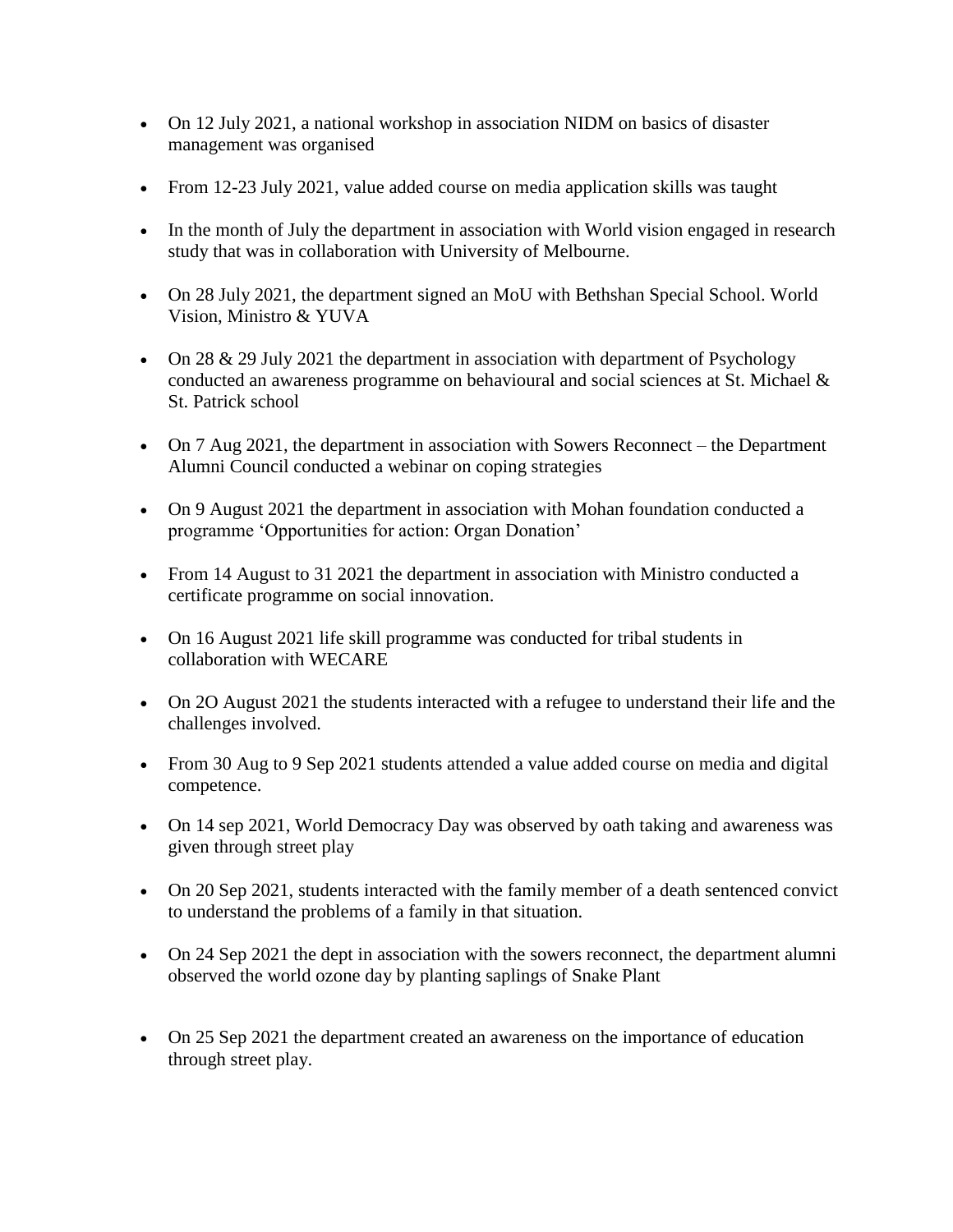- On 12 July 2021, a national workshop in association NIDM on basics of disaster management was organised
- From 12-23 July 2021, value added course on media application skills was taught
- In the month of July the department in association with World vision engaged in research study that was in collaboration with University of Melbourne.
- On 28 July 2021, the department signed an MoU with Bethshan Special School. World Vision, Ministro & YUVA
- On 28 & 29 July 2021 the department in association with department of Psychology conducted an awareness programme on behavioural and social sciences at St. Michael & St. Patrick school
- On 7 Aug 2021, the department in association with Sowers Reconnect – the Department Alumni Council conducted a webinar on coping strategies
- On 9 August 2021 the department in association with Mohan foundation conducted a programme 'Opportunities for action: Organ Donation'
- From 14 August to 31 2021 the department in association with Ministro conducted a certificate programme on social innovation.
- On 16 August 2021 life skill programme was conducted for tribal students in collaboration with WECARE
- On 2O August 2021 the students interacted with a refugee to understand their life and the challenges involved.
- From 30 Aug to 9 Sep 2021 students attended a value added course on media and digital competence.
- On 14 sep 2021, World Democracy Day was observed by oath taking and awareness was given through street play
- On 20 Sep 2021, students interacted with the family member of a death sentenced convict to understand the problems of a family in that situation.
- On 24 Sep 2021 the dept in association with the sowers reconnect, the department alumni observed the world ozone day by planting saplings of Snake Plant
- On 25 Sep 2021 the department created an awareness on the importance of education through street play.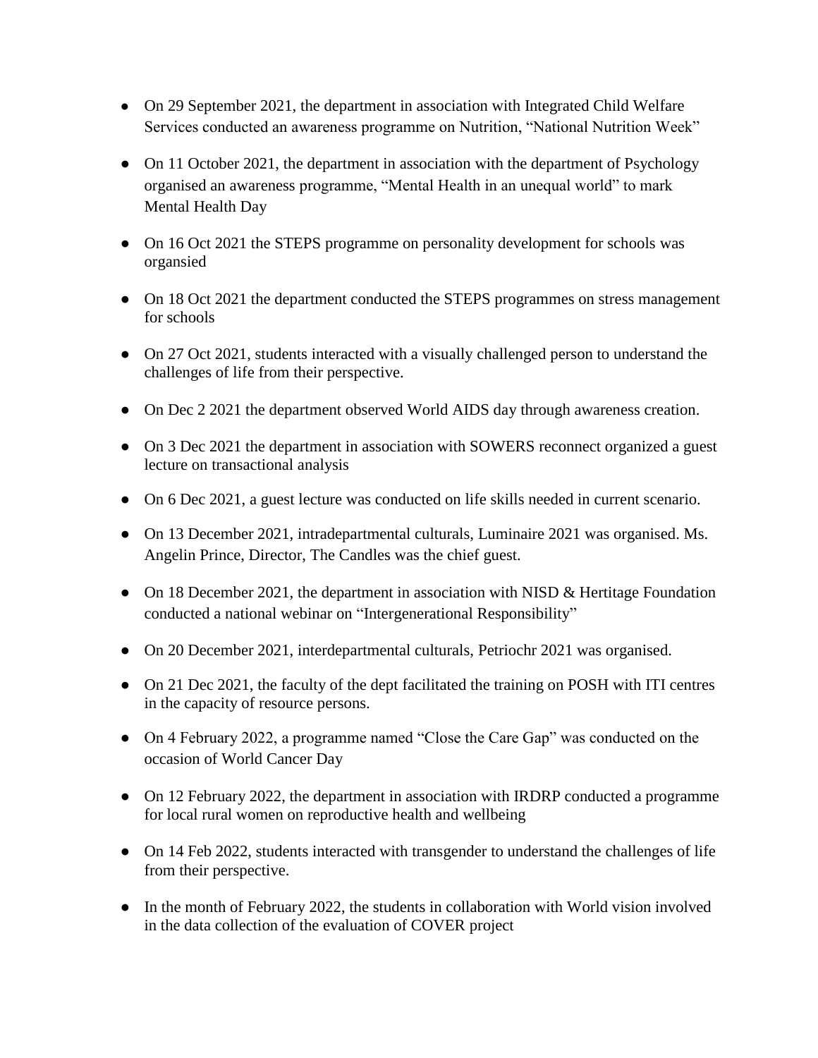- On 29 September 2021, the department in association with Integrated Child Welfare Services conducted an awareness programme on Nutrition, "National Nutrition Week"
- On 11 October 2021, the department in association with the department of Psychology organised an awareness programme, "Mental Health in an unequal world" to mark Mental Health Day
- On 16 Oct 2021 the STEPS programme on personality development for schools was organsied
- On 18 Oct 2021 the department conducted the STEPS programmes on stress management for schools
- On 27 Oct 2021, students interacted with a visually challenged person to understand the challenges of life from their perspective.
- On Dec 2 2021 the department observed World AIDS day through awareness creation.
- On 3 Dec 2021 the department in association with SOWERS reconnect organized a guest lecture on transactional analysis
- On 6 Dec 2021, a guest lecture was conducted on life skills needed in current scenario.
- On 13 December 2021, intradepartmental culturals, Luminaire 2021 was organised. Ms. Angelin Prince, Director, The Candles was the chief guest.
- On 18 December 2021, the department in association with NISD & Hertitage Foundation conducted a national webinar on "Intergenerational Responsibility"
- On 20 December 2021, interdepartmental culturals, Petriochr 2021 was organised.
- On 21 Dec 2021, the faculty of the dept facilitated the training on POSH with ITI centres in the capacity of resource persons.
- On 4 February 2022, a programme named "Close the Care Gap" was conducted on the occasion of World Cancer Day
- On 12 February 2022, the department in association with IRDRP conducted a programme for local rural women on reproductive health and wellbeing
- On 14 Feb 2022, students interacted with transgender to understand the challenges of life from their perspective.
- In the month of February 2022, the students in collaboration with World vision involved in the data collection of the evaluation of COVER project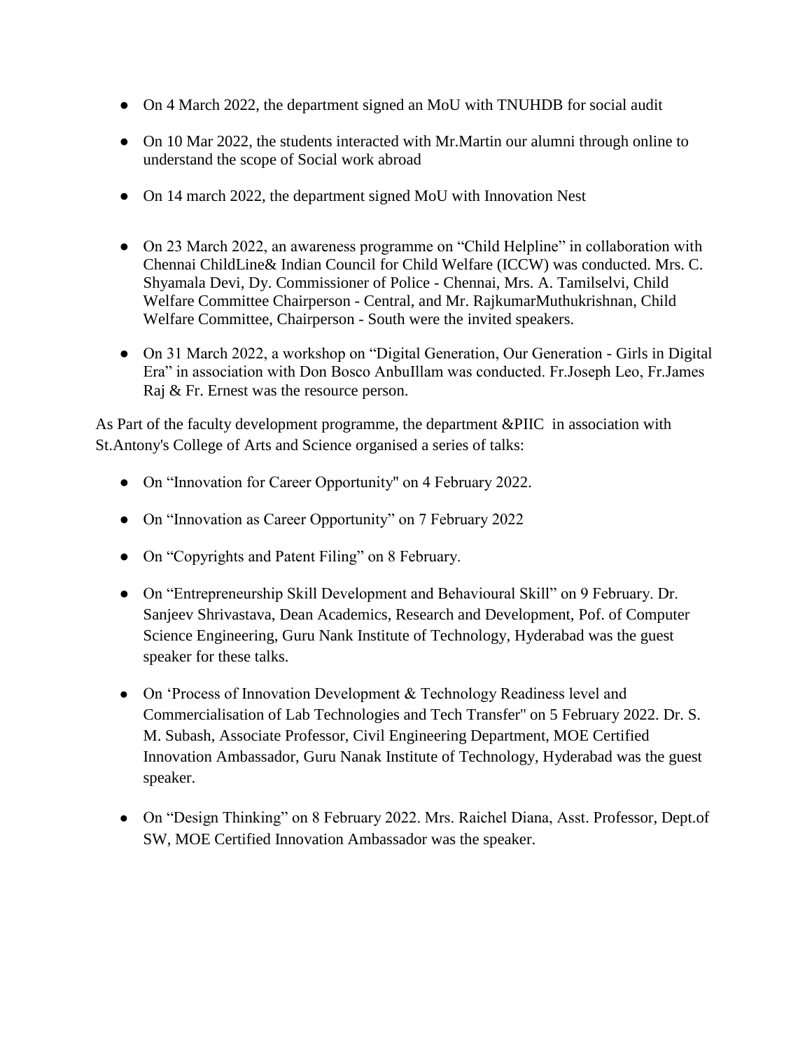- On 4 March 2022, the department signed an MoU with TNUHDB for social audit
- On 10 Mar 2022, the students interacted with Mr.Martin our alumni through online to understand the scope of Social work abroad
- On 14 march 2022, the department signed MoU with Innovation Nest
- On 23 March 2022, an awareness programme on "Child Helpline" in collaboration with Chennai ChildLine& Indian Council for Child Welfare (ICCW) was conducted. Mrs. C. Shyamala Devi, Dy. Commissioner of Police - Chennai, Mrs. A. Tamilselvi, Child Welfare Committee Chairperson - Central, and Mr. RajkumarMuthukrishnan, Child Welfare Committee, Chairperson - South were the invited speakers.
- On 31 March 2022, a workshop on "Digital Generation, Our Generation - Girls in Digital Era" in association with Don Bosco AnbuIllam was conducted. Fr.Joseph Leo, Fr.James Raj & Fr. Ernest was the resource person.

As Part of the faculty development programme, the department &PIIC in association with St.Antony's College of Arts and Science organised a series of talks:

- On "Innovation for Career Opportunity" on 4 February 2022.
- On "Innovation as Career Opportunity" on 7 February 2022
- On "Copyrights and Patent Filing" on 8 February.
- On "Entrepreneurship Skill Development and Behavioural Skill" on 9 February. Dr. Sanjeev Shrivastava, Dean Academics, Research and Development, Pof. of Computer Science Engineering, Guru Nank Institute of Technology, Hyderabad was the guest speaker for these talks.
- On 'Process of Innovation Development & Technology Readiness level and Commercialisation of Lab Technologies and Tech Transfer" on 5 February 2022. Dr. S. M. Subash, Associate Professor, Civil Engineering Department, MOE Certified Innovation Ambassador, Guru Nanak Institute of Technology, Hyderabad was the guest speaker.
- On "Design Thinking" on 8 February 2022. Mrs. Raichel Diana, Asst. Professor, Dept.of SW, MOE Certified Innovation Ambassador was the speaker.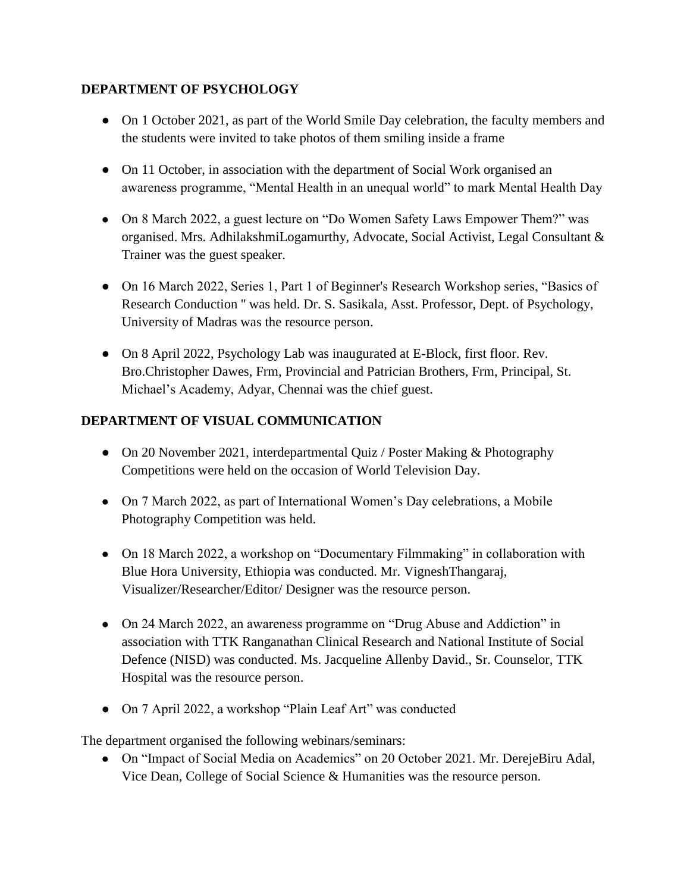**DEPARTMENT OF PSYCHOLOGY**

- On 1 October 2021, as part of the World Smile Day celebration, the faculty members and the students were invited to take photos of them smiling inside a frame
- On 11 October, in association with the department of Social Work organised an awareness programme, "Mental Health in an unequal world" to mark Mental Health Day
- On 8 March 2022, a guest lecture on "Do Women Safety Laws Empower Them?" was organised. Mrs. AdhilakshmiLogamurthy, Advocate, Social Activist, Legal Consultant & Trainer was the guest speaker.
- On 16 March 2022, Series 1, Part 1 of Beginner's Research Workshop series, "Basics of Research Conduction " was held. Dr. S. Sasikala, Asst. Professor, Dept. of Psychology, University of Madras was the resource person.
- On 8 April 2022, Psychology Lab was inaugurated at E-Block, first floor. Rev. Bro.Christopher Dawes, Frm, Provincial and Patrician Brothers, Frm, Principal, St. Michael's Academy, Adyar, Chennai was the chief guest.

**DEPARTMENT OF VISUAL COMMUNICATION**

- On 20 November 2021, interdepartmental Quiz / Poster Making & Photography Competitions were held on the occasion of World Television Day.
- On 7 March 2022, as part of International Women's Day celebrations, a Mobile Photography Competition was held.
- On 18 March 2022, a workshop on "Documentary Filmmaking" in collaboration with Blue Hora University, Ethiopia was conducted. Mr. VigneshThangaraj, Visualizer/Researcher/Editor/ Designer was the resource person.
- On 24 March 2022, an awareness programme on "Drug Abuse and Addiction" in association with TTK Ranganathan Clinical Research and National Institute of Social Defence (NISD) was conducted. Ms. Jacqueline Allenby David., Sr. Counselor, TTK Hospital was the resource person.
- On 7 April 2022, a workshop "Plain Leaf Art" was conducted

The department organised the following webinars/seminars:

- On "Impact of Social Media on Academics" on 20 October 2021. Mr. DerejeBiru Adal, Vice Dean, College of Social Science & Humanities was the resource person.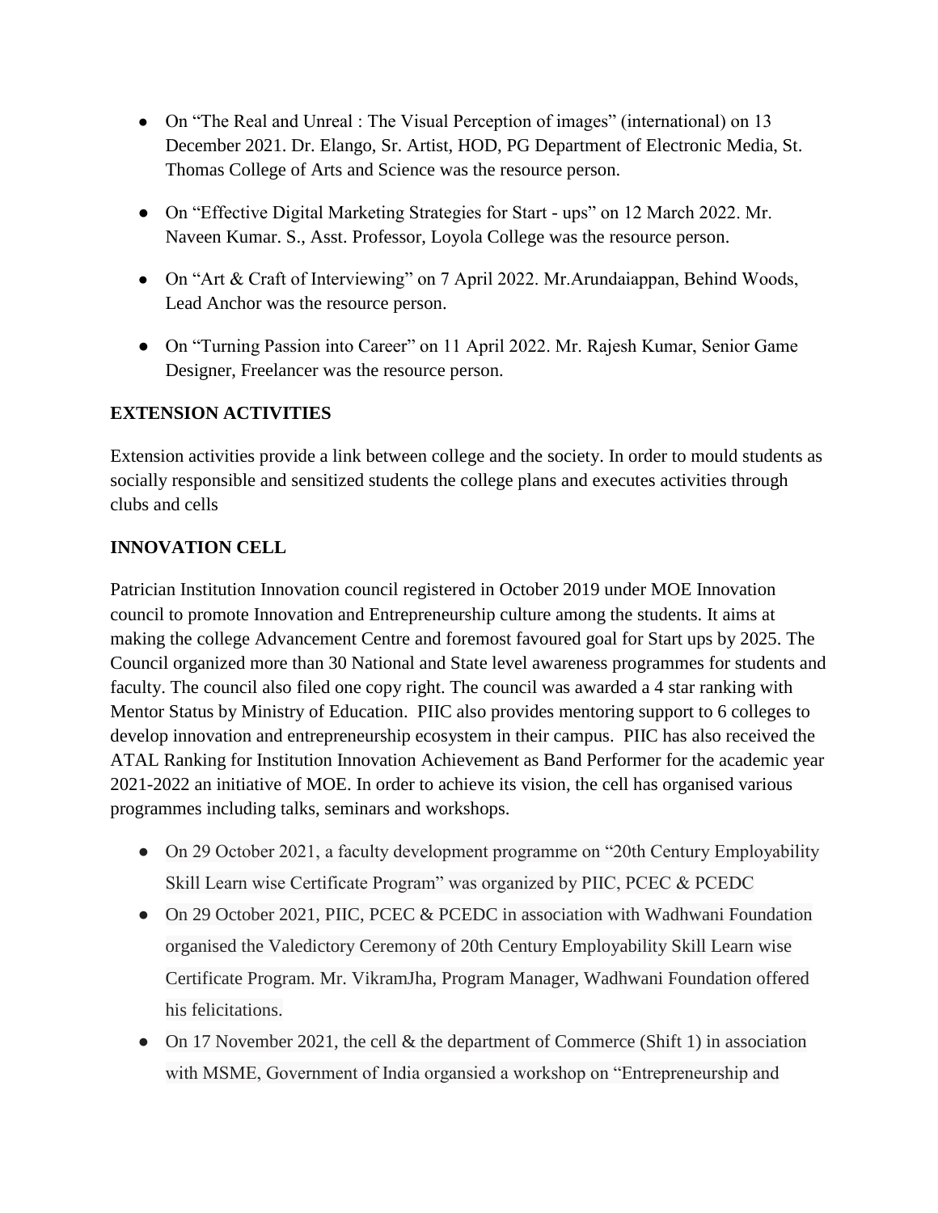- On "The Real and Unreal : The Visual Perception of images" (international) on 13 December 2021. Dr. Elango, Sr. Artist, HOD, PG Department of Electronic Media, St. Thomas College of Arts and Science was the resource person.
- On "Effective Digital Marketing Strategies for Start - ups" on 12 March 2022. Mr. Naveen Kumar. S., Asst. Professor, Loyola College was the resource person.
- On "Art & Craft of Interviewing" on 7 April 2022. Mr.Arundaiappan, Behind Woods, Lead Anchor was the resource person.
- On "Turning Passion into Career" on 11 April 2022. Mr. Rajesh Kumar, Senior Game Designer, Freelancer was the resource person.

**EXTENSION ACTIVITIES**

Extension activities provide a link between college and the society. In order to mould students as socially responsible and sensitized students the college plans and executes activities through clubs and cells

**INNOVATION CELL**

Patrician Institution Innovation council registered in October 2019 under MOE Innovation council to promote Innovation and Entrepreneurship culture among the students. It aims at making the college Advancement Centre and foremost favoured goal for Start ups by 2025. The Council organized more than 30 National and State level awareness programmes for students and faculty. The council also filed one copy right. The council was awarded a 4 star ranking with Mentor Status by Ministry of Education. PIIC also provides mentoring support to 6 colleges to develop innovation and entrepreneurship ecosystem in their campus. PIIC has also received the ATAL Ranking for Institution Innovation Achievement as Band Performer for the academic year 2021-2022 an initiative of MOE. In order to achieve its vision, the cell has organised various programmes including talks, seminars and workshops.

- On 29 October 2021, a faculty development programme on "20th Century Employability Skill Learn wise Certificate Program" was organized by PIIC, PCEC & PCEDC
- On 29 October 2021, PIIC, PCEC & PCEDC in association with Wadhwani Foundation organised the Valedictory Ceremony of 20th Century Employability Skill Learn wise Certificate Program. Mr. VikramJha, Program Manager, Wadhwani Foundation offered his felicitations.
- On 17 November 2021, the cell & the department of Commerce (Shift 1) in association with MSME, Government of India organsied a workshop on "Entrepreneurship and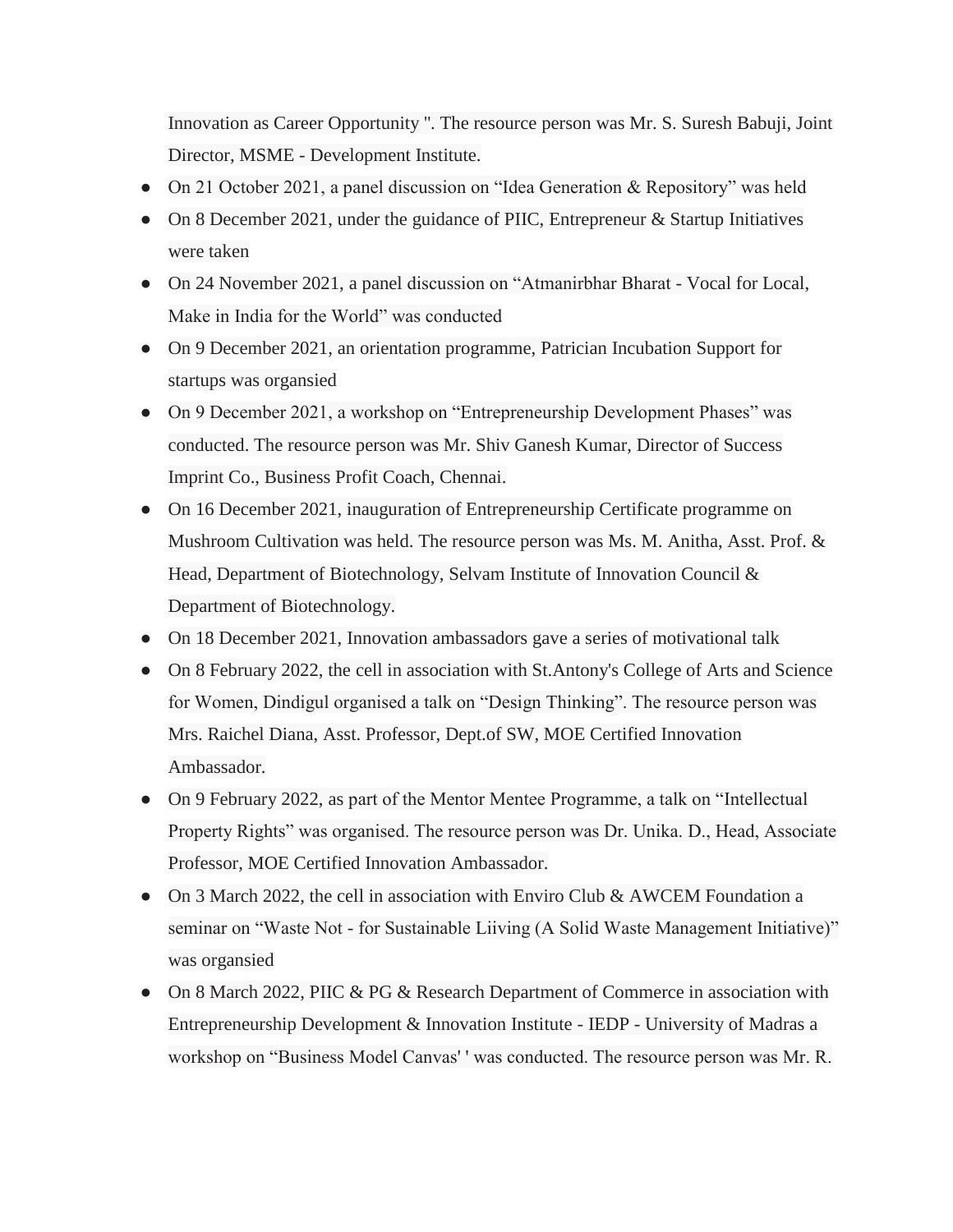Innovation as Career Opportunity ". The resource person was Mr. S. Suresh Babuji, Joint Director, MSME - Development Institute.

- On 21 October 2021, a panel discussion on “Idea Generation & Repository” was held
- On 8 December 2021, under the guidance of PIIC, Entrepreneur & Startup Initiatives were taken
- On 24 November 2021, a panel discussion on “Atmanirbhar Bharat - Vocal for Local, Make in India for the World” was conducted
- On 9 December 2021, an orientation programme, Patrician Incubation Support for startups was organsied
- On 9 December 2021, a workshop on “Entrepreneurship Development Phases” was conducted. The resource person was Mr. Shiv Ganesh Kumar, Director of Success Imprint Co., Business Profit Coach, Chennai.
- On 16 December 2021, inauguration of Entrepreneurship Certificate programme on Mushroom Cultivation was held. The resource person was Ms. M. Anitha, Asst. Prof. & Head, Department of Biotechnology, Selvam Institute of Innovation Council & Department of Biotechnology.
- On 18 December 2021, Innovation ambassadors gave a series of motivational talk
- On 8 February 2022, the cell in association with St.Antony's College of Arts and Science for Women, Dindigul organised a talk on “Design Thinking”. The resource person was Mrs. Raichel Diana, Asst. Professor, Dept.of SW, MOE Certified Innovation Ambassador.
- On 9 February 2022, as part of the Mentor Mentee Programme, a talk on “Intellectual Property Rights” was organised. The resource person was Dr. Unika. D., Head, Associate Professor, MOE Certified Innovation Ambassador.
- On 3 March 2022, the cell in association with Enviro Club & AWCEM Foundation a seminar on “Waste Not - for Sustainable Liiving (A Solid Waste Management Initiative)” was organsied
- On 8 March 2022, PIIC & PG & Research Department of Commerce in association with Entrepreneurship Development & Innovation Institute - IEDP - University of Madras a workshop on “Business Model Canvas' ' was conducted. The resource person was Mr. R.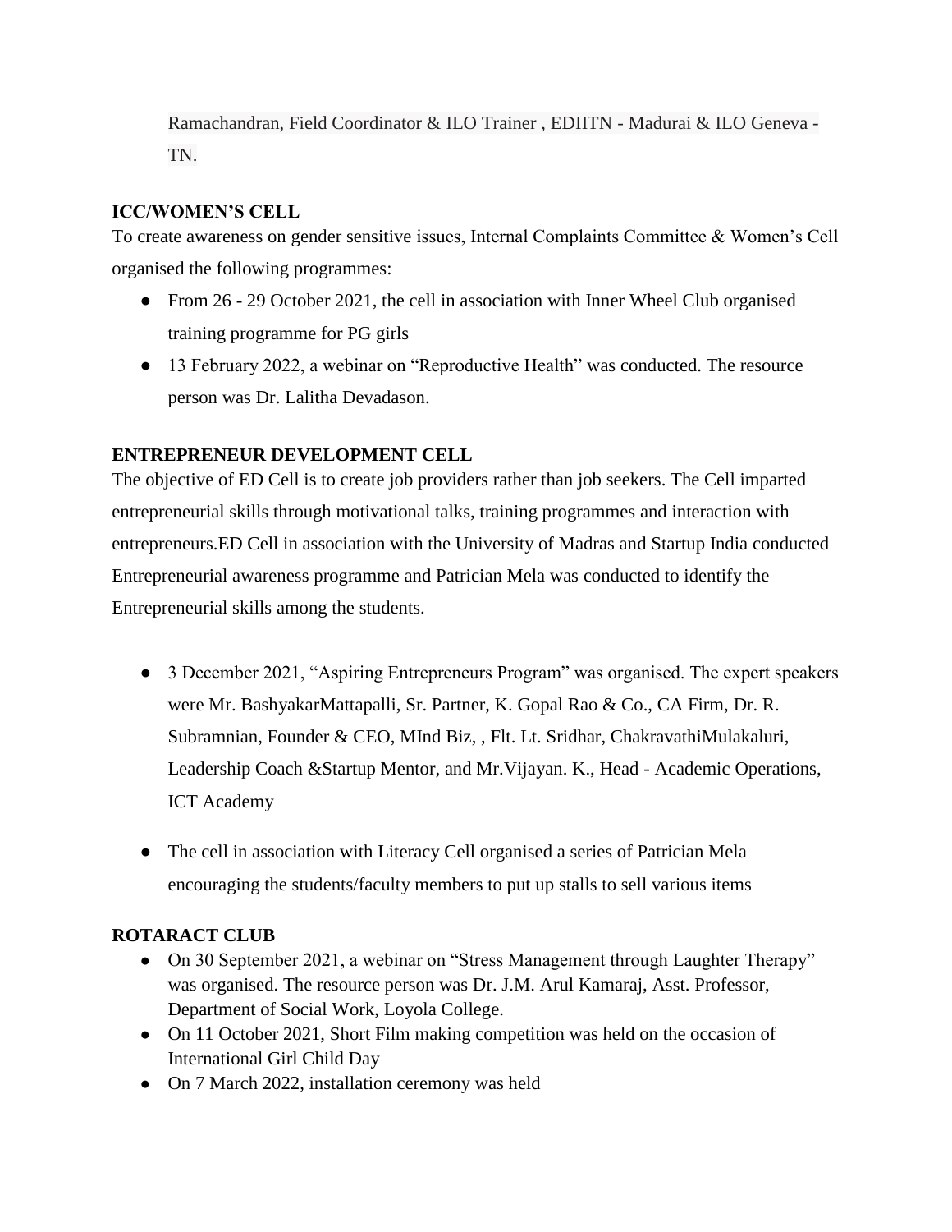Ramachandran, Field Coordinator & ILO Trainer , EDIITN - Madurai & ILO Geneva - TN.

**ICC/WOMEN'S CELL**

To create awareness on gender sensitive issues, Internal Complaints Committee & Women's Cell organised the following programmes:

- From 26 - 29 October 2021, the cell in association with Inner Wheel Club organised training programme for PG girls
- 13 February 2022, a webinar on "Reproductive Health" was conducted. The resource person was Dr. Lalitha Devadason.

**ENTREPRENEUR DEVELOPMENT CELL**

The objective of ED Cell is to create job providers rather than job seekers. The Cell imparted entrepreneurial skills through motivational talks, training programmes and interaction with entrepreneurs.ED Cell in association with the University of Madras and Startup India conducted Entrepreneurial awareness programme and Patrician Mela was conducted to identify the Entrepreneurial skills among the students.

- 3 December 2021, "Aspiring Entrepreneurs Program" was organised. The expert speakers were Mr. BashyakarMattapalli, Sr. Partner, K. Gopal Rao & Co., CA Firm, Dr. R. Subramnian, Founder & CEO, MInd Biz, , Flt. Lt. Sridhar, ChakravathiMulakaluri, Leadership Coach &Startup Mentor, and Mr.Vijayan. K., Head - Academic Operations, ICT Academy

- The cell in association with Literacy Cell organised a series of Patrician Mela encouraging the students/faculty members to put up stalls to sell various items

**ROTARACT CLUB**

- On 30 September 2021, a webinar on "Stress Management through Laughter Therapy" was organised. The resource person was Dr. J.M. Arul Kamaraj, Asst. Professor, Department of Social Work, Loyola College.
- On 11 October 2021, Short Film making competition was held on the occasion of International Girl Child Day
- On 7 March 2022, installation ceremony was held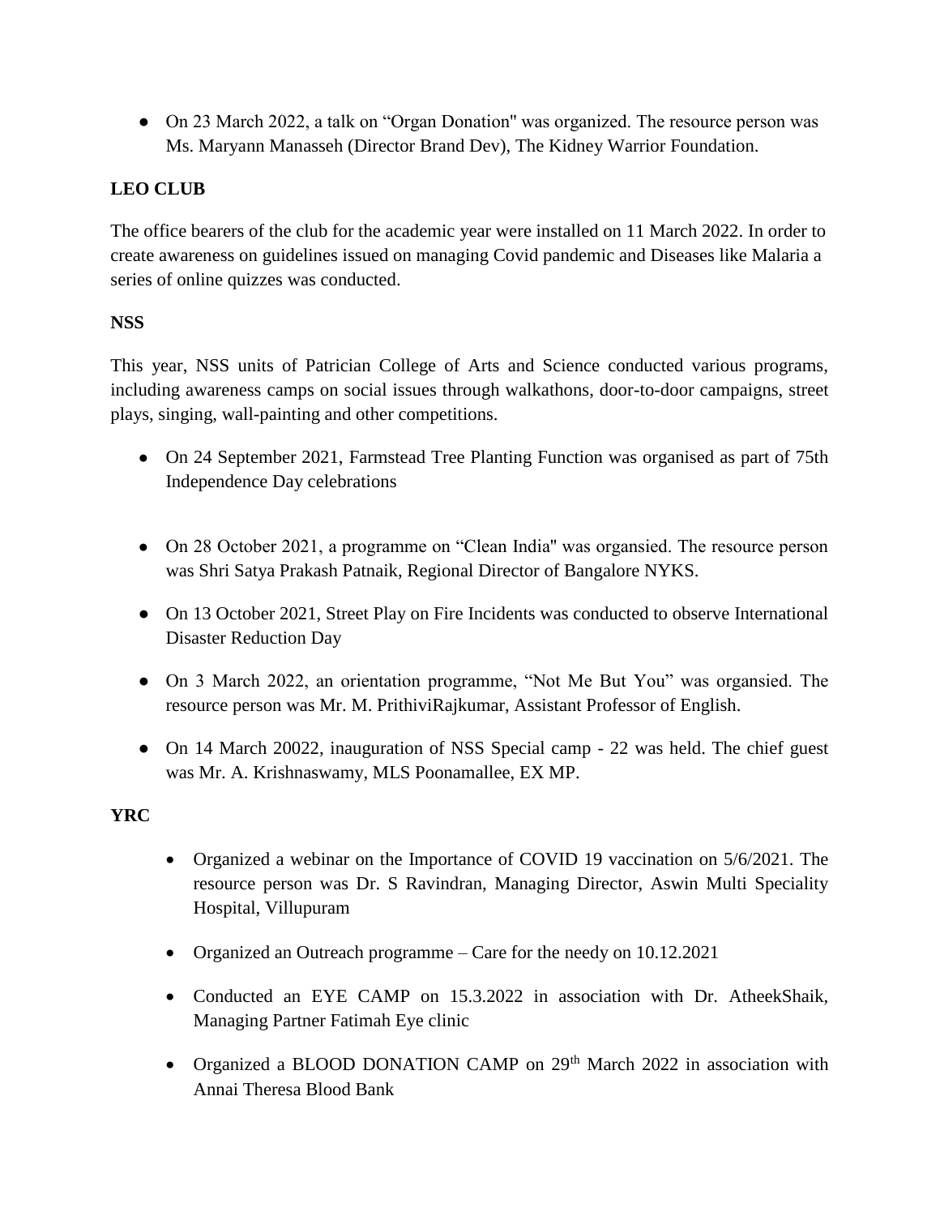- On 23 March 2022, a talk on "Organ Donation" was organized. The resource person was Ms. Maryann Manasseh (Director Brand Dev), The Kidney Warrior Foundation.

**LEO CLUB**

The office bearers of the club for the academic year were installed on 11 March 2022. In order to create awareness on guidelines issued on managing Covid pandemic and Diseases like Malaria a series of online quizzes was conducted.

**NSS**

This year, NSS units of Patrician College of Arts and Science conducted various programs, including awareness camps on social issues through walkathons, door-to-door campaigns, street plays, singing, wall-painting and other competitions.

- On 24 September 2021, Farmstead Tree Planting Function was organised as part of 75th Independence Day celebrations
- On 28 October 2021, a programme on "Clean India" was organsied. The resource person was Shri Satya Prakash Patnaik, Regional Director of Bangalore NYKS.
- On 13 October 2021, Street Play on Fire Incidents was conducted to observe International Disaster Reduction Day
- On 3 March 2022, an orientation programme, "Not Me But You" was organsied. The resource person was Mr. M. PrithiviRajkumar, Assistant Professor of English.
- On 14 March 20022, inauguration of NSS Special camp - 22 was held. The chief guest was Mr. A. Krishnaswamy, MLS Poonamallee, EX MP.

**YRC**

- Organized a webinar on the Importance of COVID 19 vaccination on 5/6/2021. The resource person was Dr. S Ravindran, Managing Director, Aswin Multi Speciality Hospital, Villupuram
- Organized an Outreach programme – Care for the needy on 10.12.2021
- Conducted an EYE CAMP on 15.3.2022 in association with Dr. AtheekShaik, Managing Partner Fatimah Eye clinic
- Organized a BLOOD DONATION CAMP on 29th March 2022 in association with Annai Theresa Blood Bank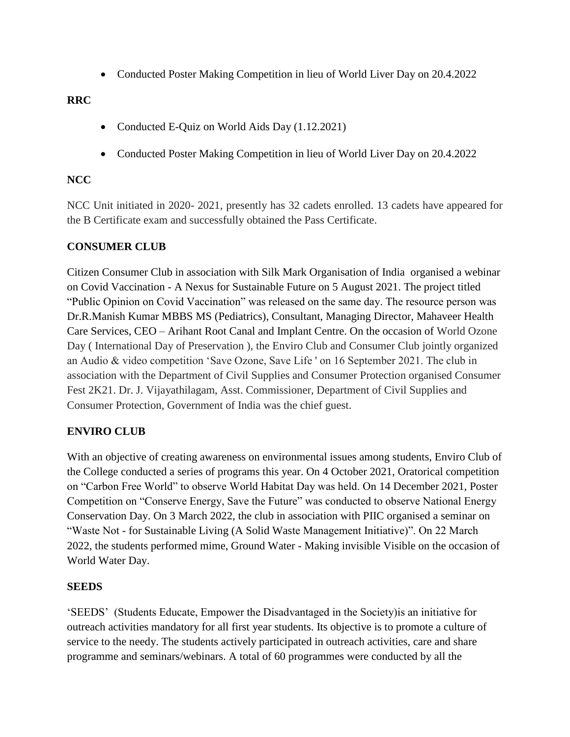- Conducted Poster Making Competition in lieu of World Liver Day on 20.4.2022

**RRC**

- Conducted E-Quiz on World Aids Day (1.12.2021)
- Conducted Poster Making Competition in lieu of World Liver Day on 20.4.2022

**NCC**

NCC Unit initiated in 2020- 2021, presently has 32 cadets enrolled. 13 cadets have appeared for the B Certificate exam and successfully obtained the Pass Certificate.

**CONSUMER CLUB**

Citizen Consumer Club in association with Silk Mark Organisation of India organised a webinar on Covid Vaccination - A Nexus for Sustainable Future on 5 August 2021. The project titled "Public Opinion on Covid Vaccination" was released on the same day. The resource person was Dr.R.Manish Kumar MBBS MS (Pediatrics), Consultant, Managing Director, Mahaveer Health Care Services, CEO – Arihant Root Canal and Implant Centre. On the occasion of World Ozone Day ( International Day of Preservation ), the Enviro Club and Consumer Club jointly organized an Audio & video competition 'Save Ozone, Save Life ' on 16 September 2021. The club in association with the Department of Civil Supplies and Consumer Protection organised Consumer Fest 2K21. Dr. J. Vijayathilagam, Asst. Commissioner, Department of Civil Supplies and Consumer Protection, Government of India was the chief guest.

**ENVIRO CLUB**

With an objective of creating awareness on environmental issues among students, Enviro Club of the College conducted a series of programs this year. On 4 October 2021, Oratorical competition on "Carbon Free World" to observe World Habitat Day was held. On 14 December 2021, Poster Competition on "Conserve Energy, Save the Future" was conducted to observe National Energy Conservation Day. On 3 March 2022, the club in association with PIIC organised a seminar on "Waste Not - for Sustainable Living (A Solid Waste Management Initiative)". On 22 March 2022, the students performed mime, Ground Water - Making invisible Visible on the occasion of World Water Day.

**SEEDS**

'SEEDS' (Students Educate, Empower the Disadvantaged in the Society)is an initiative for outreach activities mandatory for all first year students. Its objective is to promote a culture of service to the needy. The students actively participated in outreach activities, care and share programme and seminars/webinars. A total of 60 programmes were conducted by all the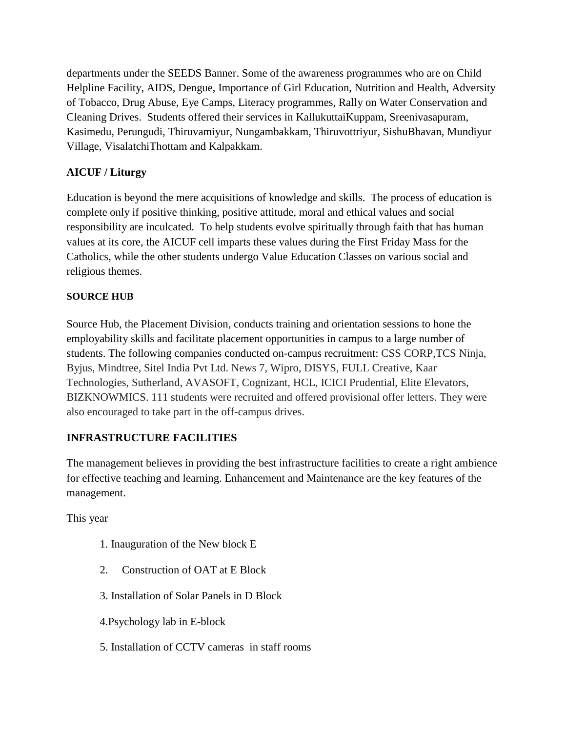departments under the SEEDS Banner. Some of the awareness programmes who are on Child Helpline Facility, AIDS, Dengue, Importance of Girl Education, Nutrition and Health, Adversity of Tobacco, Drug Abuse, Eye Camps, Literacy programmes, Rally on Water Conservation and Cleaning Drives. Students offered their services in KallukuttaiKuppam, Sreenivasapuram, Kasimedu, Perungudi, Thiruvamiyur, Nungambakkam, Thiruvottriyur, SishuBhavan, Mundiyur Village, VisalatchiThottam and Kalpakkam.

## AICUF / Liturgy

Education is beyond the mere acquisitions of knowledge and skills. The process of education is complete only if positive thinking, positive attitude, moral and ethical values and social responsibility are inculcated. To help students evolve spiritually through faith that has human values at its core, the AICUF cell imparts these values during the First Friday Mass for the Catholics, while the other students undergo Value Education Classes on various social and religious themes.

## SOURCE HUB

Source Hub, the Placement Division, conducts training and orientation sessions to hone the employability skills and facilitate placement opportunities in campus to a large number of students. The following companies conducted on-campus recruitment: CSS CORP,TCS Ninja, Byjus, Mindtree, Sitel India Pvt Ltd. News 7, Wipro, DISYS, FULL Creative, Kaar Technologies, Sutherland, AVASOFT, Cognizant, HCL, ICICI Prudential, Elite Elevators, BIZKNOWMICS. 111 students were recruited and offered provisional offer letters. They were also encouraged to take part in the off-campus drives.

## INFRASTRUCTURE FACILITIES

The management believes in providing the best infrastructure facilities to create a right ambience for effective teaching and learning. Enhancement and Maintenance are the key features of the management.

This year

1. Inauguration of the New block E
2. Construction of OAT at E Block
3. Installation of Solar Panels in D Block
4. Psychology lab in E-block
5. Installation of CCTV cameras in staff rooms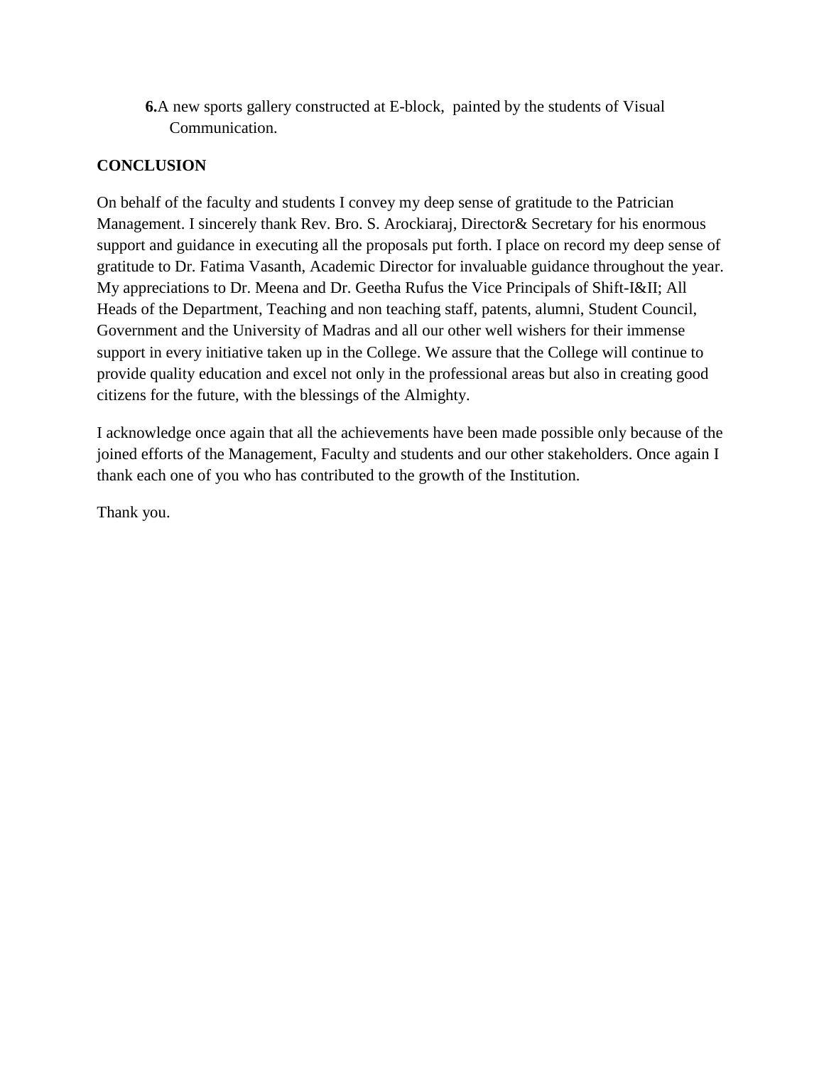**6.** A new sports gallery constructed at E-block, painted by the students of Visual Communication.

**CONCLUSION**

On behalf of the faculty and students I convey my deep sense of gratitude to the Patrician Management. I sincerely thank Rev. Bro. S. Arockiaraj, Director& Secretary for his enormous support and guidance in executing all the proposals put forth. I place on record my deep sense of gratitude to Dr. Fatima Vasanth, Academic Director for invaluable guidance throughout the year. My appreciations to Dr. Meena and Dr. Geetha Rufus the Vice Principals of Shift-I&II; All Heads of the Department, Teaching and non teaching staff, patents, alumni, Student Council, Government and the University of Madras and all our other well wishers for their immense support in every initiative taken up in the College. We assure that the College will continue to provide quality education and excel not only in the professional areas but also in creating good citizens for the future, with the blessings of the Almighty.

I acknowledge once again that all the achievements have been made possible only because of the joined efforts of the Management, Faculty and students and our other stakeholders. Once again I thank each one of you who has contributed to the growth of the Institution.

Thank you.